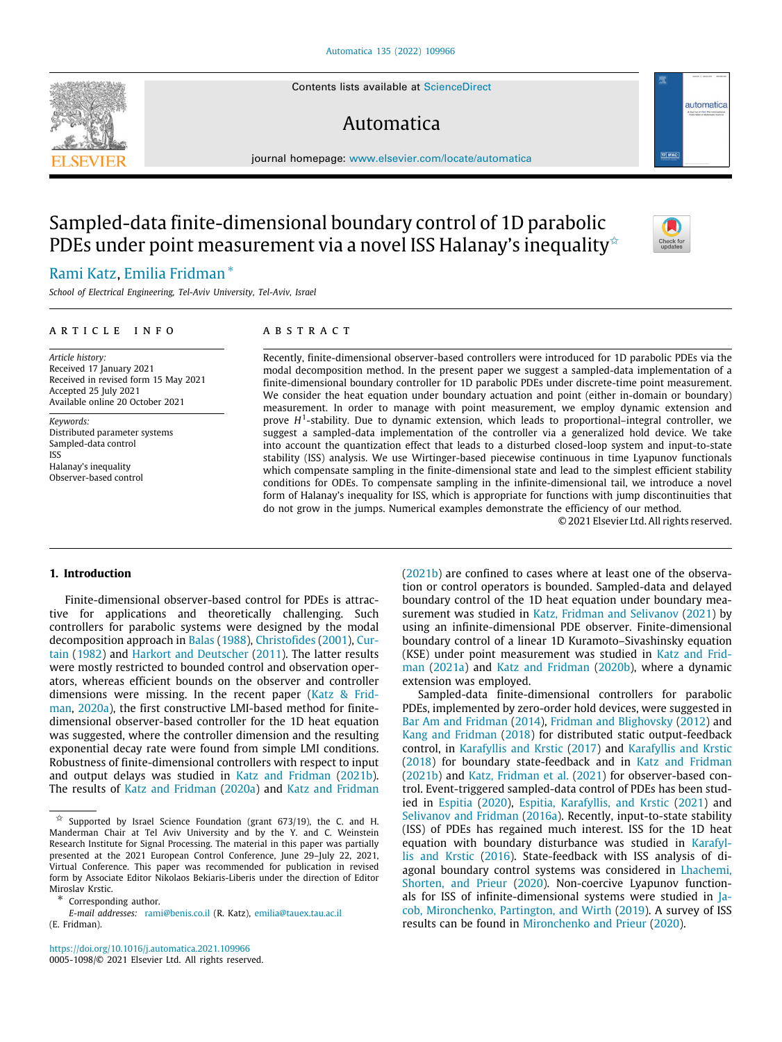# Sampled-data finite-dimensional boundary control of 1D parabolic PDEs under point measurement via a novel ISS Halanay's inequality[☆]

Rami Katz, Emilia Fridman [*]

*School of Electrical Engineering, Tel-Aviv University, Tel-Aviv, Israel*

## ARTICLE INFO

*Article history:*
Received 17 January 2021
Received in revised form 15 May 2021
Accepted 25 July 2021
Available online 20 October 2021

*Keywords:*
Distributed parameter systems
Sampled-data control
ISS
Halanay's inequality
Observer-based control

## ABSTRACT

Recently, finite-dimensional observer-based controllers were introduced for 1D parabolic PDEs via the modal decomposition method. In the present paper we suggest a sampled-data implementation of a finite-dimensional boundary controller for 1D parabolic PDEs under discrete-time point measurement. We consider the heat equation under boundary actuation and point (either in-domain or boundary) measurement. In order to manage with point measurement, we employ dynamic extension and prove $H^1$-stability. Due to dynamic extension, which leads to proportional–integral controller, we suggest a sampled-data implementation of the controller via a generalized hold device. We take into account the quantization effect that leads to a disturbed closed-loop system and input-to-state stability (ISS) analysis. We use Wirtinger-based piecewise continuous in time Lyapunov functionals which compensate sampling in the finite-dimensional state and lead to the simplest efficient stability conditions for ODEs. To compensate sampling in the infinite-dimensional tail, we introduce a novel form of Halanay's inequality for ISS, which is appropriate for functions with jump discontinuities that do not grow in the jumps. Numerical examples demonstrate the efficiency of our method.

© 2021 Elsevier Ltd. All rights reserved.

## 1. Introduction

Finite-dimensional observer-based control for PDEs is attractive for applications and theoretically challenging. Such controllers for parabolic systems were designed by the modal decomposition approach in Balas (1988), Christofides (2001), Curtain (1982) and Harkort and Deutscher (2011). The latter results were mostly restricted to bounded control and observation operators, whereas efficient bounds on the observer and controller dimensions were missing. In the recent paper (Katz & Fridman, 2020a), the first constructive LMI-based method for finite-dimensional observer-based controller for the 1D heat equation was suggested, where the controller dimension and the resulting exponential decay rate were found from simple LMI conditions. Robustness of finite-dimensional controllers with respect to input and output delays was studied in Katz and Fridman (2021b). The results of Katz and Fridman (2020a) and Katz and Fridman (2021b) are confined to cases where at least one of the observation or control operators is bounded. Sampled-data and delayed boundary control of the 1D heat equation under boundary measurement was studied in Katz, Fridman and Selivanov (2021) by using an infinite-dimensional PDE observer. Finite-dimensional boundary control of a linear 1D Kuramoto–Sivashinsky equation (KSE) under point measurement was studied in Katz and Fridman (2021a) and Katz and Fridman (2020b), where a dynamic extension was employed.

Sampled-data finite-dimensional controllers for parabolic PDEs, implemented by zero-order hold devices, were suggested in Bar Am and Fridman (2014), Fridman and Blighovsky (2012) and Kang and Fridman (2018) for distributed static output-feedback control, in Karafyllis and Krstic (2017) and Karafyllis and Krstic (2018) for boundary state-feedback and in Katz and Fridman (2021b) and Katz, Fridman et al. (2021) for observer-based control. Event-triggered sampled-data control of PDEs has been studied in Espitia (2020), Espitia, Karafyllis, and Krstic (2021) and Selivanov and Fridman (2016a). Recently, input-to-state stability (ISS) of PDEs has regained much interest. ISS for the 1D heat equation with boundary disturbance was studied in Karafyllis and Krstic (2016). State-feedback with ISS analysis of diagonal boundary control systems was considered in Lhachemi, Shorten, and Prieur (2020). Non-coercive Lyapunov functionals for ISS of infinite-dimensional systems were studied in Jacob, Mironchenko, Partington, and Wirth (2019). A survey of ISS results can be found in Mironchenko and Prieur (2020).

---

[☆] Supported by Israel Science Foundation (grant 673/19), the C. and H. Manderman Chair at Tel Aviv University and by the Y. and C. Weinstein Research Institute for Signal Processing. The material in this paper was partially presented at the 2021 European Control Conference, June 29–July 22, 2021, Virtual Conference. This paper was recommended for publication in revised form by Associate Editor Nikolaos Bekiaris-Liberis under the direction of Editor Miroslav Krstic.

[*] Corresponding author.
*E-mail addresses:* rami@benis.co.il (R. Katz), emilia@tauex.tau.ac.il (E. Fridman).

https://doi.org/10.1016/j.automatica.2021.109966
0005-1098/© 2021 Elsevier Ltd. All rights reserved.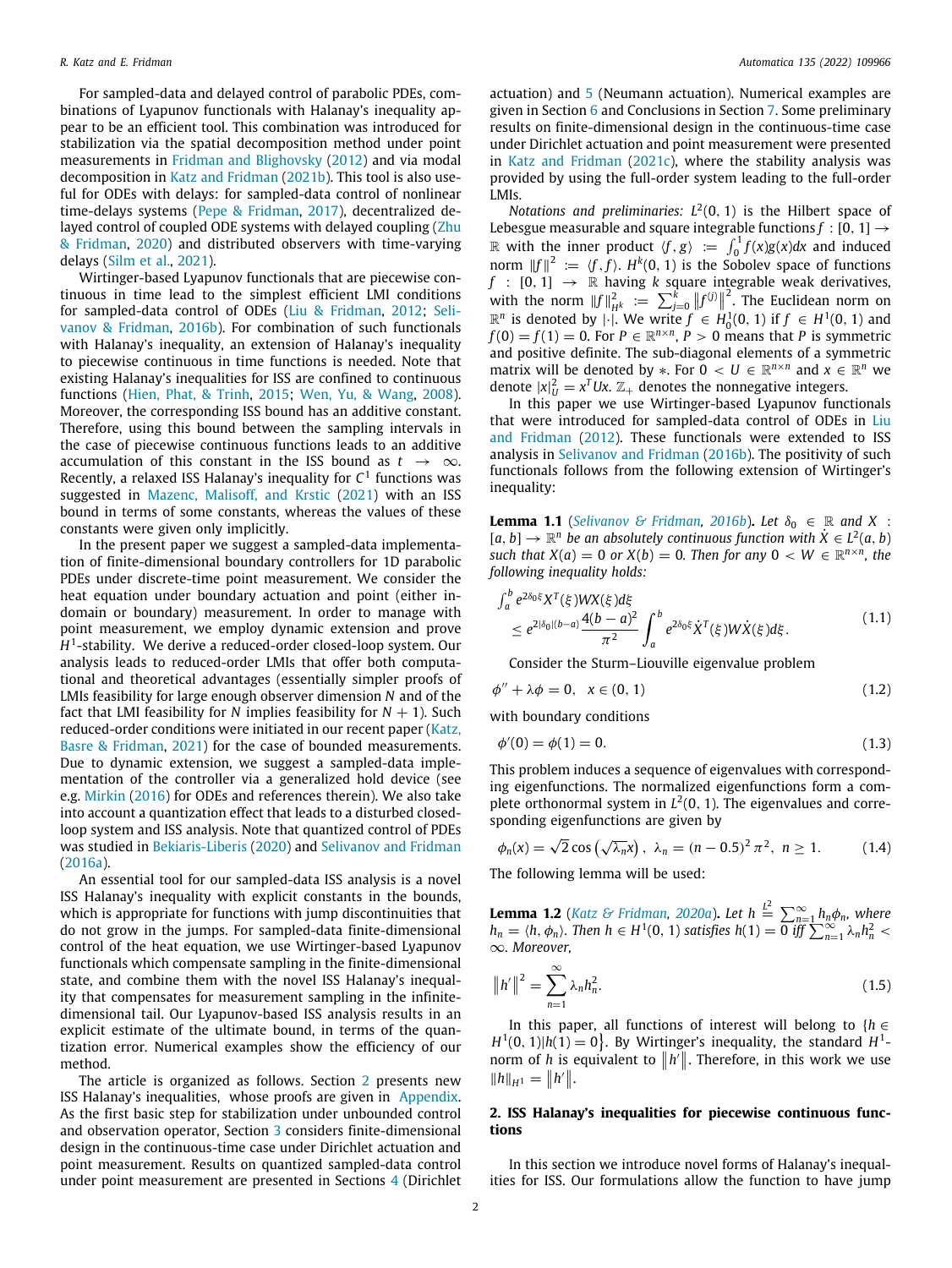For sampled-data and delayed control of parabolic PDEs, combinations of Lyapunov functionals with Halanay's inequality appear to be an efficient tool. This combination was introduced for stabilization via the spatial decomposition method under point measurements in Fridman and Blighovsky (2012) and via modal decomposition in Katz and Fridman (2021b). This tool is also useful for ODEs with delays: for sampled-data control of nonlinear time-delays systems (Pepe & Fridman, 2017), decentralized delayed control of coupled ODE systems with delayed coupling (Zhu & Fridman, 2020) and distributed observers with time-varying delays (Silm et al., 2021).

Wirtinger-based Lyapunov functionals that are piecewise continuous in time lead to the simplest efficient LMI conditions for sampled-data control of ODEs (Liu & Fridman, 2012; Selivanov & Fridman, 2016b). For combination of such functionals with Halanay's inequality, an extension of Halanay's inequality to piecewise continuous in time functions is needed. Note that existing Halanay's inequalities for ISS are confined to continuous functions (Hien, Phat, & Trinh, 2015; Wen, Yu, & Wang, 2008). Moreover, the corresponding ISS bound has an additive constant. Therefore, using this bound between the sampling intervals in the case of piecewise continuous functions leads to an additive accumulation of this constant in the ISS bound as $t \to \infty$. Recently, a relaxed ISS Halanay's inequality for $C^1$ functions was suggested in Mazenc, Malisoff, and Krstic (2021) with an ISS bound in terms of some constants, whereas the values of these constants were given only implicitly.

In the present paper we suggest a sampled-data implementation of finite-dimensional boundary controllers for 1D parabolic PDEs under discrete-time point measurement. We consider the heat equation under boundary actuation and point (either in-domain or boundary) measurement. In order to manage with point measurement, we employ dynamic extension and prove $H^1$-stability. We derive a reduced-order closed-loop system. Our analysis leads to reduced-order LMIs that offer both computational and theoretical advantages (essentially simpler proofs of LMIs feasibility for large enough observer dimension $N$ and of the fact that LMI feasibility for $N$ implies feasibility for $N+1$). Such reduced-order conditions were initiated in our recent paper (Katz, Basre & Fridman, 2021) for the case of bounded measurements. Due to dynamic extension, we suggest a sampled-data implementation of the controller via a generalized hold device (see e.g. Mirkin (2016) for ODEs and references therein). We also take into account a quantization effect that leads to a disturbed closed-loop system and ISS analysis. Note that quantized control of PDEs was studied in Bekiaris-Liberis (2020) and Selivanov and Fridman (2016a).

An essential tool for our sampled-data ISS analysis is a novel ISS Halanay's inequality with explicit constants in the bounds, which is appropriate for functions with jump discontinuities that do not grow in the jumps. For sampled-data finite-dimensional control of the heat equation, we use Wirtinger-based Lyapunov functionals which compensate sampling in the finite-dimensional state, and combine them with the novel ISS Halanay's inequality that compensates for measurement sampling in the infinite-dimensional tail. Our Lyapunov-based ISS analysis results in an explicit estimate of the ultimate bound, in terms of the quantization error. Numerical examples show the efficiency of our method.

The article is organized as follows. Section 2 presents new ISS Halanay's inequalities, whose proofs are given in Appendix. As the first basic step for stabilization under unbounded control and observation operator, Section 3 considers finite-dimensional design in the continuous-time case under Dirichlet actuation and point measurement. Results on quantized sampled-data control under point measurement are presented in Sections 4 (Dirichlet actuation) and 5 (Neumann actuation). Numerical examples are given in Section 6 and Conclusions in Section 7. Some preliminary results on finite-dimensional design in the continuous-time case under Dirichlet actuation and point measurement were presented in Katz and Fridman (2021c), where the stability analysis was provided by using the full-order system leading to the full-order LMIs.

*Notations and preliminaries:* $L^2(0,1)$ is the Hilbert space of Lebesgue measurable and square integrable functions $f:[0,1]\to\mathbb{R}$ with the inner product $\langle f,g\rangle := \int_0^1 f(x)g(x)dx$ and induced norm $\|f\|^2 := \langle f,f\rangle$. $H^k(0,1)$ is the Sobolev space of functions $f:[0,1]\to\mathbb{R}$ having $k$ square integrable weak derivatives, with the norm $\|f\|^2_{H^k} := \sum_{j=0}^{k}\|f^{(j)}\|^2$. The Euclidean norm on $\mathbb{R}^n$ is denoted by $|\cdot|$. We write $f\in H_0^1(0,1)$ if $f\in H^1(0,1)$ and $f(0)=f(1)=0$. For $P\in\mathbb{R}^{n\times n}$, $P>0$ means that $P$ is symmetric and positive definite. The sub-diagonal elements of a symmetric matrix will be denoted by $*$. For $0<U\in\mathbb{R}^{n\times n}$ and $x\in\mathbb{R}^n$ we denote $|x|_U^2 = x^TUx$. $\mathbb{Z}_+$ denotes the nonnegative integers.

In this paper we use Wirtinger-based Lyapunov functionals that were introduced for sampled-data control of ODEs in Liu and Fridman (2012). These functionals were extended to ISS analysis in Selivanov and Fridman (2016b). The positivity of such functionals follows from the following extension of Wirtinger's inequality:

**Lemma 1.1** (Selivanov & Fridman, 2016b)**.** *Let $\delta_0\in\mathbb{R}$ and $X:[a,b]\to\mathbb{R}^n$ be an absolutely continuous function with $\dot X\in L^2(a,b)$ such that $X(a)=0$ or $X(b)=0$. Then for any $0<W\in\mathbb{R}^{n\times n}$, the following inequality holds:*

$$\int_a^b e^{2\delta_0\xi}X^T(\xi)WX(\xi)d\xi \le e^{2|\delta_0|(b-a)}\frac{4(b-a)^2}{\pi^2}\int_a^b e^{2\delta_0\xi}\dot X^T(\xi)W\dot X(\xi)d\xi. \tag{1.1}$$

Consider the Sturm–Liouville eigenvalue problem

$$\phi''+\lambda\phi=0,\quad x\in(0,1) \tag{1.2}$$

with boundary conditions

$$\phi'(0)=\phi(1)=0. \tag{1.3}$$

This problem induces a sequence of eigenvalues with corresponding eigenfunctions. The normalized eigenfunctions form a complete orthonormal system in $L^2(0,1)$. The eigenvalues and corresponding eigenfunctions are given by

$$\phi_n(x)=\sqrt{2}\cos\left(\sqrt{\lambda_n}x\right),\ \ \lambda_n=(n-0.5)^2\pi^2,\ \ n\ge 1. \tag{1.4}$$

The following lemma will be used:

**Lemma 1.2** (Katz & Fridman, 2020a)**.** *Let $h\overset{L^2}{=}\sum_{n=1}^{\infty}h_n\phi_n$, where $h_n=\langle h,\phi_n\rangle$. Then $h\in H^1(0,1)$ satisfies $h(1)=0$ iff $\sum_{n=1}^{\infty}\lambda_n h_n^2<\infty$. Moreover,*

$$\left\|h'\right\|^2=\sum_{n=1}^{\infty}\lambda_n h_n^2. \tag{1.5}$$

In this paper, all functions of interest will belong to $\{h\in H^1(0,1)|h(1)=0\}$. By Wirtinger's inequality, the standard $H^1$-norm of $h$ is equivalent to $\|h'\|$. Therefore, in this work we use $\|h\|_{H^1}=\|h'\|$.

## 2. ISS Halanay's inequalities for piecewise continuous functions

In this section we introduce novel forms of Halanay's inequalities for ISS. Our formulations allow the function to have jump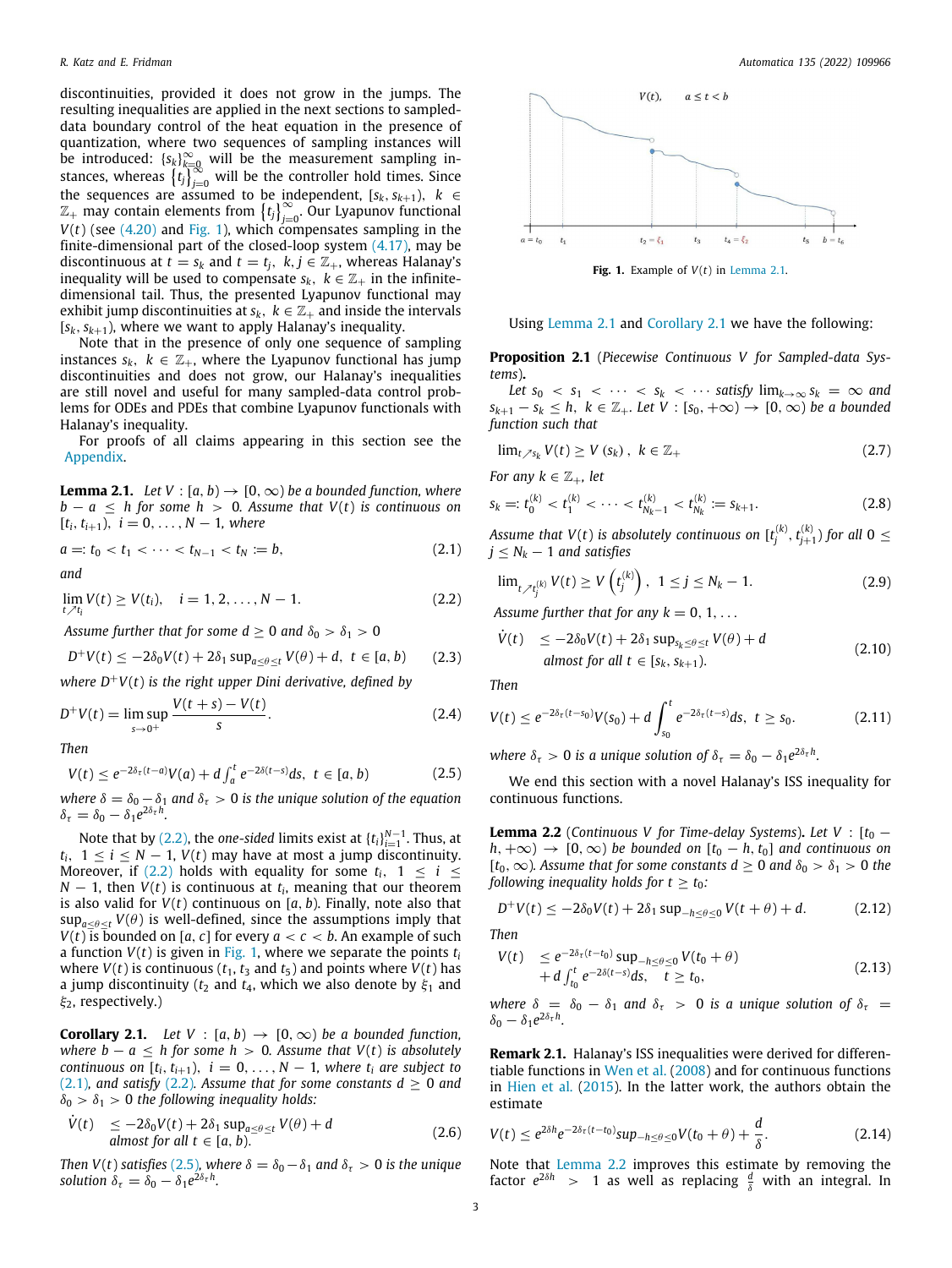discontinuities, provided it does not grow in the jumps. The resulting inequalities are applied in the next sections to sampled-data boundary control of the heat equation in the presence of quantization, where two sequences of sampling instances will be introduced: $\{s_k\}_{k=0}^{\infty}$ will be the measurement sampling instances, whereas $\{t_j\}_{j=0}^{\infty}$ will be the controller hold times. Since the sequences are assumed to be independent, $[s_k, s_{k+1})$, $k \in \mathbb{Z}_+$ may contain elements from $\{t_j\}_{j=0}^{\infty}$. Our Lyapunov functional $V(t)$ (see (4.20) and Fig. 1), which compensates sampling in the finite-dimensional part of the closed-loop system (4.17), may be discontinuous at $t = s_k$ and $t = t_j$, $k, j \in \mathbb{Z}_+$, whereas Halanay's inequality will be used to compensate $s_k$, $k \in \mathbb{Z}_+$ in the infinite-dimensional tail. Thus, the presented Lyapunov functional may exhibit jump discontinuities at $s_k$, $k \in \mathbb{Z}_+$ and inside the intervals $[s_k, s_{k+1})$, where we want to apply Halanay's inequality.

Note that in the presence of only one sequence of sampling instances $s_k$, $k \in \mathbb{Z}_+$, where the Lyapunov functional has jump discontinuities and does not grow, our Halanay's inequalities are still novel and useful for many sampled-data control problems for ODEs and PDEs that combine Lyapunov functionals with Halanay's inequality.

For proofs of all claims appearing in this section see the Appendix.

**Lemma 2.1.** *Let $V : [a, b) \to [0, \infty)$ be a bounded function, where $b - a \le h$ for some $h > 0$. Assume that $V(t)$ is continuous on $[t_i, t_{i+1})$, $i = 0, \ldots, N-1$, where*

$$a =: t_0 < t_1 < \cdots < t_{N-1} < t_N := b, \tag{2.1}$$

*and*

$$\lim_{t \nearrow t_i} V(t) \ge V(t_i), \quad i = 1, 2, \ldots, N-1. \tag{2.2}$$

*Assume further that for some $d \ge 0$ and $\delta_0 > \delta_1 > 0$*

$$D^+V(t) \le -2\delta_0 V(t) + 2\delta_1 \sup_{a \le \theta \le t} V(\theta) + d, \quad t \in [a, b) \tag{2.3}$$

*where $D^+V(t)$ is the right upper Dini derivative, defined by*

$$D^+V(t) = \limsup_{s \to 0^+} \frac{V(t+s) - V(t)}{s}. \tag{2.4}$$

*Then*

$$V(t) \le e^{-2\delta_\tau (t-a)} V(a) + d \int_a^t e^{-2\delta(t-s)} ds, \quad t \in [a, b) \tag{2.5}$$

*where $\delta = \delta_0 - \delta_1$ and $\delta_\tau > 0$ is the unique solution of the equation $\delta_\tau = \delta_0 - \delta_1 e^{2\delta_\tau h}$.*

Note that by (2.2), the *one-sided* limits exist at $\{t_i\}_{i=1}^{N-1}$. Thus, at $t_i$, $1 \le i \le N-1$, $V(t)$ may have at most a jump discontinuity. Moreover, if (2.2) holds with equality for some $t_i$, $1 \le i \le N-1$, then $V(t)$ is continuous at $t_i$, meaning that our theorem is also valid for $V(t)$ continuous on $[a, b)$. Finally, note also that $\sup_{a \le \theta \le t} V(\theta)$ is well-defined, since the assumptions imply that $V(t)$ is bounded on $[a, c]$ for every $a < c < b$. An example of such a function $V(t)$ is given in Fig. 1, where we separate the points $t_i$ where $V(t)$ is continuous ($t_1$, $t_3$ and $t_5$) and points where $V(t)$ has a jump discontinuity ($t_2$ and $t_4$, which we also denote by $\xi_1$ and $\xi_2$, respectively.)

**Corollary 2.1.** *Let $V : [a, b) \to [0, \infty)$ be a bounded function, where $b - a \le h$ for some $h > 0$. Assume that $V(t)$ is absolutely continuous on $[t_i, t_{i+1})$, $i = 0, \ldots, N-1$, where $t_i$ are subject to (2.1), and satisfy (2.2). Assume that for some constants $d \ge 0$ and $\delta_0 > \delta_1 > 0$ the following inequality holds:*

$$\begin{aligned}\dot{V}(t) \quad &\le -2\delta_0 V(t) + 2\delta_1 \sup_{a \le \theta \le t} V(\theta) + d \\ &\text{almost for all } t \in [a, b).\end{aligned} \tag{2.6}$$

*Then $V(t)$ satisfies (2.5), where $\delta = \delta_0 - \delta_1$ and $\delta_\tau > 0$ is the unique solution $\delta_\tau = \delta_0 - \delta_1 e^{2\delta_\tau h}$.*

Fig. 1. Example of $V(t)$ in Lemma 2.1.

Using Lemma 2.1 and Corollary 2.1 we have the following:

**Proposition 2.1** (*Piecewise Continuous V for Sampled-data Systems*). *Let $s_0 < s_1 < \cdots < s_k < \cdots$ satisfy $\lim_{k \to \infty} s_k = \infty$ and $s_{k+1} - s_k \le h$, $k \in \mathbb{Z}_+$. Let $V : [s_0, +\infty) \to [0, \infty)$ be a bounded function such that*

$$\lim_{t \nearrow s_k} V(t) \ge V(s_k), \quad k \in \mathbb{Z}_+ \tag{2.7}$$

*For any $k \in \mathbb{Z}_+$, let*

$$s_k =: t_0^{(k)} < t_1^{(k)} < \cdots < t_{N_k - 1}^{(k)} < t_{N_k}^{(k)} := s_{k+1}. \tag{2.8}$$

*Assume that $V(t)$ is absolutely continuous on $[t_j^{(k)}, t_{j+1}^{(k)})$ for all $0 \le j \le N_k - 1$ and satisfies*

$$\lim_{t \nearrow t_j^{(k)}} V(t) \ge V\left(t_j^{(k)}\right), \quad 1 \le j \le N_k - 1. \tag{2.9}$$

*Assume further that for any $k = 0, 1, \ldots$*

$$\begin{aligned}\dot{V}(t) \quad &\le -2\delta_0 V(t) + 2\delta_1 \sup_{s_k \le \theta \le t} V(\theta) + d \\ &\text{almost for all } t \in [s_k, s_{k+1}).\end{aligned} \tag{2.10}$$

*Then*

$$V(t) \le e^{-2\delta_\tau (t-s_0)} V(s_0) + d \int_{s_0}^t e^{-2\delta_\tau (t-s)} ds, \quad t \ge s_0. \tag{2.11}$$

*where $\delta_\tau > 0$ is a unique solution of $\delta_\tau = \delta_0 - \delta_1 e^{2\delta_\tau h}$.*

We end this section with a novel Halanay's ISS inequality for continuous functions.

**Lemma 2.2** (*Continuous V for Time-delay Systems*). *Let $V : [t_0 - h, +\infty) \to [0, \infty)$ be bounded on $[t_0 - h, t_0]$ and continuous on $[t_0, \infty)$. Assume that for some constants $d \ge 0$ and $\delta_0 > \delta_1 > 0$ the following inequality holds for $t \ge t_0$:*

$$D^+V(t) \le -2\delta_0 V(t) + 2\delta_1 \sup_{-h \le \theta \le 0} V(t + \theta) + d. \tag{2.12}$$

*Then*

$$\begin{aligned}V(t) \quad &\le e^{-2\delta_\tau (t-t_0)} \sup_{-h \le \theta \le 0} V(t_0 + \theta) \\ &+ d \int_{t_0}^t e^{-2\delta(t-s)} ds, \quad t \ge t_0,\end{aligned} \tag{2.13}$$

*where $\delta = \delta_0 - \delta_1$ and $\delta_\tau > 0$ is a unique solution of $\delta_\tau = \delta_0 - \delta_1 e^{2\delta_\tau h}$.*

**Remark 2.1.** Halanay's ISS inequalities were derived for differentiable functions in Wen et al. (2008) and for continuous functions in Hien et al. (2015). In the latter work, the authors obtain the estimate

$$V(t) \le e^{2\delta h} e^{-2\delta_\tau (t-t_0)} \sup_{-h \le \theta \le 0} V(t_0 + \theta) + \frac{d}{\delta}. \tag{2.14}$$

Note that Lemma 2.2 improves this estimate by removing the factor $e^{2\delta h} > 1$ as well as replacing $\frac{d}{\delta}$ with an integral. In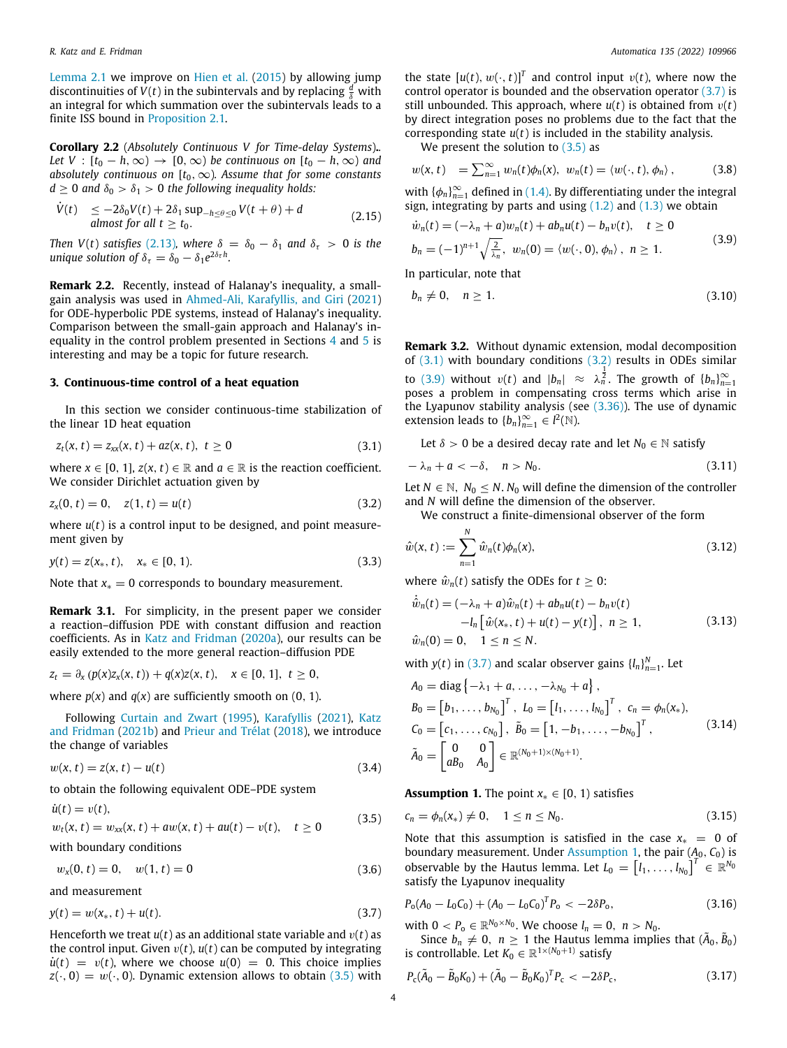Lemma 2.1 we improve on Hien et al. (2015) by allowing jump discontinuities of $V(t)$ in the subintervals and by replacing $\frac{d}{\delta}$ with an integral for which summation over the subintervals leads to a finite ISS bound in Proposition 2.1.

**Corollary 2.2** (*Absolutely Continuous V for Time-delay Systems*). *Let $V : [t_0 - h, \infty) \to [0, \infty)$ be continuous on $[t_0 - h, \infty)$ and absolutely continuous on $[t_0, \infty)$. Assume that for some constants $d \geq 0$ and $\delta_0 > \delta_1 > 0$ the following inequality holds:*

$$\dot{V}(t) \quad \leq -2\delta_0 V(t) + 2\delta_1 \sup_{-h\leq\theta\leq 0} V(t+\theta) + d \quad \text{almost for all } t \geq t_0. \tag{2.15}$$

*Then $V(t)$ satisfies (2.13), where $\delta = \delta_0 - \delta_1$ and $\delta_\tau > 0$ is the unique solution of $\delta_\tau = \delta_0 - \delta_1 e^{2\delta_\tau h}$.*

**Remark 2.2.** Recently, instead of Halanay's inequality, a small-gain analysis was used in Ahmed-Ali, Karafyllis, and Giri (2021) for ODE-hyperbolic PDE systems, instead of Halanay's inequality. Comparison between the small-gain approach and Halanay's inequality in the control problem presented in Sections 4 and 5 is interesting and may be a topic for future research.

## 3. Continuous-time control of a heat equation

In this section we consider continuous-time stabilization of the linear 1D heat equation

$$z_t(x,t) = z_{xx}(x,t) + az(x,t), \quad t \geq 0 \tag{3.1}$$

where $x \in [0, 1]$, $z(x, t) \in \mathbb{R}$ and $a \in \mathbb{R}$ is the reaction coefficient. We consider Dirichlet actuation given by

$$z_x(0,t) = 0, \quad z(1,t) = u(t) \tag{3.2}$$

where $u(t)$ is a control input to be designed, and point measurement given by

$$y(t) = z(x_*, t), \quad x_* \in [0, 1). \tag{3.3}$$

Note that $x_* = 0$ corresponds to boundary measurement.

**Remark 3.1.** For simplicity, in the present paper we consider a reaction–diffusion PDE with constant diffusion and reaction coefficients. As in Katz and Fridman (2020a), our results can be easily extended to the more general reaction–diffusion PDE

$$z_t = \partial_x (p(x) z_x(x,t)) + q(x) z(x,t), \quad x \in [0,1], \; t \geq 0,$$

where $p(x)$ and $q(x)$ are sufficiently smooth on $(0, 1)$.

Following Curtain and Zwart (1995), Karafyllis (2021), Katz and Fridman (2021b) and Prieur and Trélat (2018), we introduce the change of variables

$$w(x,t) = z(x,t) - u(t) \tag{3.4}$$

to obtain the following equivalent ODE–PDE system

$$\begin{aligned} &\dot{u}(t) = v(t), \\ &w_t(x,t) = w_{xx}(x,t) + aw(x,t) + au(t) - v(t), \quad t \geq 0 \end{aligned} \tag{3.5}$$

with boundary conditions

$$w_x(0,t) = 0, \quad w(1,t) = 0 \tag{3.6}$$

and measurement

$$y(t) = w(x_*, t) + u(t). \tag{3.7}$$

Henceforth we treat $u(t)$ as an additional state variable and $v(t)$ as the control input. Given $v(t)$, $u(t)$ can be computed by integrating $\dot{u}(t) = v(t)$, where we choose $u(0) = 0$. This choice implies $z(\cdot, 0) = w(\cdot, 0)$. Dynamic extension allows to obtain (3.5) with the state $[u(t), w(\cdot, t)]^T$ and control input $v(t)$, where now the control operator is bounded and the observation operator (3.7) is still unbounded. This approach, where $u(t)$ is obtained from $v(t)$ by direct integration poses no problems due to the fact that the corresponding state $u(t)$ is included in the stability analysis.

We present the solution to (3.5) as

$$w(x,t) \quad = \sum_{n=1}^{\infty} w_n(t) \phi_n(x), \;\; w_n(t) = \langle w(\cdot, t), \phi_n \rangle, \tag{3.8}$$

with $\{\phi_n\}_{n=1}^{\infty}$ defined in (1.4). By differentiating under the integral sign, integrating by parts and using (1.2) and (1.3) we obtain

$$\begin{aligned} &\dot{w}_n(t) = (-\lambda_n + a) w_n(t) + ab_n u(t) - b_n v(t), \quad t \geq 0 \\ &b_n = (-1)^{n+1} \sqrt{\tfrac{2}{\lambda_n}}, \;\; w_n(0) = \langle w(\cdot, 0), \phi_n \rangle, \;\; n \geq 1. \end{aligned} \tag{3.9}$$

In particular, note that

$$b_n \neq 0, \quad n \geq 1. \tag{3.10}$$

**Remark 3.2.** Without dynamic extension, modal decomposition of (3.1) with boundary conditions (3.2) results in ODEs similar to (3.9) without $v(t)$ and $|b_n| \approx \lambda_n^{\frac{1}{2}}$. The growth of $\{b_n\}_{n=1}^{\infty}$ poses a problem in compensating cross terms which arise in the Lyapunov stability analysis (see (3.36)). The use of dynamic extension leads to $\{b_n\}_{n=1}^{\infty} \in l^2(\mathbb{N})$.

Let $\delta > 0$ be a desired decay rate and let $N_0 \in \mathbb{N}$ satisfy

$$-\lambda_n + a < -\delta, \quad n > N_0. \tag{3.11}$$

Let $N \in \mathbb{N}$, $N_0 \leq N$. $N_0$ will define the dimension of the controller and $N$ will define the dimension of the observer.

We construct a finite-dimensional observer of the form

$$\hat{w}(x,t) := \sum_{n=1}^{N} \hat{w}_n(t) \phi_n(x), \tag{3.12}$$

where $\hat{w}_n(t)$ satisfy the ODEs for $t \geq 0$:

$$\begin{aligned} \dot{\hat{w}}_n(t) &= (-\lambda_n + a)\hat{w}_n(t) + ab_n u(t) - b_n v(t) \\ &\quad - l_n \left[ \hat{w}(x_*, t) + u(t) - y(t) \right], \;\; n \geq 1, \\ \hat{w}_n(0) &= 0, \quad 1 \leq n \leq N. \end{aligned} \tag{3.13}$$

with $y(t)$ in (3.7) and scalar observer gains $\{l_n\}_{n=1}^{N}$. Let

$$\begin{aligned} &A_0 = \operatorname{diag}\left\{-\lambda_1 + a, \ldots, -\lambda_{N_0} + a\right\}, \\ &B_0 = \left[b_1, \ldots, b_{N_0}\right]^T, \;\; L_0 = \left[l_1, \ldots, l_{N_0}\right]^T, \;\; c_n = \phi_n(x_*), \\ &C_0 = \left[c_1, \ldots, c_{N_0}\right], \;\; \tilde{B}_0 = \left[1, -b_1, \ldots, -b_{N_0}\right]^T, \\ &\tilde{A}_0 = \begin{bmatrix} 0 & 0 \\ aB_0 & A_0 \end{bmatrix} \in \mathbb{R}^{(N_0+1)\times(N_0+1)}. \end{aligned} \tag{3.14}$$

**Assumption 1.** The point $x_* \in [0, 1)$ satisfies

$$c_n = \phi_n(x_*) \neq 0, \quad 1 \leq n \leq N_0. \tag{3.15}$$

Note that this assumption is satisfied in the case $x_* = 0$ of boundary measurement. Under Assumption 1, the pair $(A_0, C_0)$ is observable by the Hautus lemma. Let $L_0 = \left[l_1, \ldots, l_{N_0}\right]^T \in \mathbb{R}^{N_0}$ satisfy the Lyapunov inequality

$$P_o(A_0 - L_0 C_0) + (A_0 - L_0 C_0)^T P_o < -2\delta P_o, \tag{3.16}$$

with $0 < P_o \in \mathbb{R}^{N_0 \times N_0}$. We choose $l_n = 0$, $n > N_0$.

Since $b_n \neq 0$, $n \geq 1$ the Hautus lemma implies that $(\tilde{A}_0, \tilde{B}_0)$ is controllable. Let $K_0 \in \mathbb{R}^{1\times(N_0+1)}$ satisfy

$$P_c(\tilde{A}_0 - \tilde{B}_0 K_0) + (\tilde{A}_0 - \tilde{B}_0 K_0)^T P_c < -2\delta P_c, \tag{3.17}$$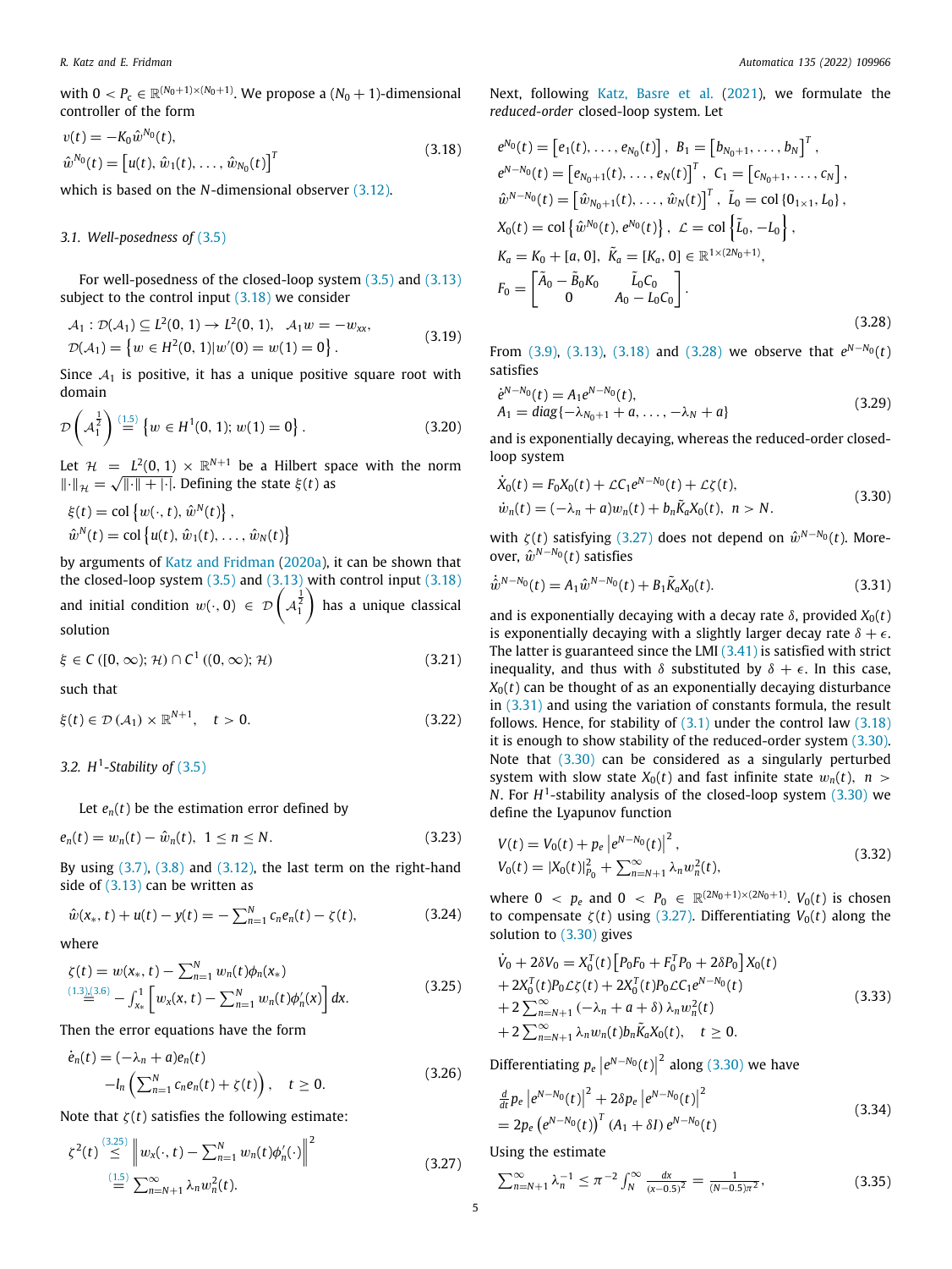with $0 < P_c \in \mathbb{R}^{(N_0+1)\times(N_0+1)}$. We propose a $(N_0+1)$-dimensional controller of the form

$$
\begin{aligned}
&u(t) = -K_0\hat{w}^{N_0}(t),\\
&\hat{w}^{N_0}(t) = \left[u(t), \hat{w}_1(t), \ldots, \hat{w}_{N_0}(t)\right]^T
\end{aligned}
\tag{3.18}
$$

which is based on the $N$-dimensional observer (3.12).

### 3.1. Well-posedness of (3.5)

For well-posedness of the closed-loop system (3.5) and (3.13) subject to the control input (3.18) we consider

$$
\begin{aligned}
&\mathcal{A}_1 : \mathcal{D}(\mathcal{A}_1) \subseteq L^2(0,1) \to L^2(0,1), \quad \mathcal{A}_1 w = -w_{xx},\\
&\mathcal{D}(\mathcal{A}_1) = \left\{ w \in H^2(0,1) | w'(0) = w(1) = 0 \right\}.
\end{aligned}
\tag{3.19}
$$

Since $\mathcal{A}_1$ is positive, it has a unique positive square root with domain

$$
\mathcal{D}\left(\mathcal{A}_1^{\frac{1}{2}}\right) \overset{(1.5)}{=} \left\{ w \in H^1(0,1);\ w(1) = 0 \right\}.
\tag{3.20}
$$

Let $\mathcal{H} = L^2(0,1) \times \mathbb{R}^{N+1}$ be a Hilbert space with the norm $\|\cdot\|_{\mathcal{H}} = \sqrt{\|\cdot\| + |\cdot|}$. Defining the state $\xi(t)$ as

$$
\begin{aligned}
&\xi(t) = \mathrm{col}\left\{ w(\cdot,t), \hat{w}^N(t) \right\},\\
&\hat{w}^N(t) = \mathrm{col}\left\{ u(t), \hat{w}_1(t), \ldots, \hat{w}_N(t) \right\}
\end{aligned}
$$

by arguments of Katz and Fridman (2020a), it can be shown that the closed-loop system (3.5) and (3.13) with control input (3.18) and initial condition $w(\cdot,0) \in \mathcal{D}\left(\mathcal{A}_1^{\frac{1}{2}}\right)$ has a unique classical solution

$$
\xi \in C\left([0,\infty); \mathcal{H}\right) \cap C^1\left((0,\infty); \mathcal{H}\right)
\tag{3.21}
$$

such that

$$
\xi(t) \in \mathcal{D}\left(\mathcal{A}_1\right) \times \mathbb{R}^{N+1}, \quad t > 0.
\tag{3.22}
$$

### 3.2. $H^1$-Stability of (3.5)

Let $e_n(t)$ be the estimation error defined by

$$
e_n(t) = w_n(t) - \hat{w}_n(t), \ \ 1 \le n \le N.
\tag{3.23}
$$

By using (3.7), (3.8) and (3.12), the last term on the right-hand side of (3.13) can be written as

$$
\hat{w}(x_*,t) + u(t) - y(t) = -\sum_{n=1}^N c_n e_n(t) - \zeta(t),
\tag{3.24}
$$

where

$$
\begin{aligned}
\zeta(t) &= w(x_*,t) - \sum_{n=1}^N w_n(t)\phi_n(x_*)\\
&\overset{(1.3),(3.6)}{=} -\int_{x_*}^1 \left[ w_x(x,t) - \sum_{n=1}^N w_n(t)\phi_n'(x) \right] dx.
\end{aligned}
\tag{3.25}
$$

Then the error equations have the form

$$
\begin{aligned}
\dot{e}_n(t) = &(-\lambda_n + a)e_n(t)\\
&-l_n\left( \sum_{n=1}^N c_n e_n(t) + \zeta(t) \right), \quad t \ge 0.
\end{aligned}
\tag{3.26}
$$

Note that $\zeta(t)$ satisfies the following estimate:

$$
\begin{aligned}
\zeta^2(t) &\overset{(3.25)}{\le} \left\| w_x(\cdot,t) - \sum_{n=1}^N w_n(t)\phi_n'(\cdot) \right\|^2\\
&\overset{(1.5)}{=} \sum_{n=N+1}^\infty \lambda_n w_n^2(t).
\end{aligned}
\tag{3.27}
$$

Next, following Katz, Basre et al. (2021), we formulate the *reduced-order* closed-loop system. Let

$$
\begin{aligned}
&e^{N_0}(t) = \left[e_1(t), \ldots, e_{N_0}(t)\right], \ B_1 = \left[b_{N_0+1}, \ldots, b_N\right]^T,\\
&e^{N-N_0}(t) = \left[e_{N_0+1}(t), \ldots, e_N(t)\right]^T, \ C_1 = \left[c_{N_0+1}, \ldots, c_N\right],\\
&\hat{w}^{N-N_0}(t) = \left[\hat{w}_{N_0+1}(t), \ldots, \hat{w}_N(t)\right]^T, \ \tilde{L}_0 = \mathrm{col}\left\{0_{1\times 1}, L_0\right\},\\
&X_0(t) = \mathrm{col}\left\{ \hat{w}^{N_0}(t), e^{N_0}(t) \right\}, \ \mathcal{L} = \mathrm{col}\left\{ \tilde{L}_0, -L_0 \right\},\\
&K_a = K_0 + [a, 0], \ \tilde{K}_a = [K_a, 0] \in \mathbb{R}^{1\times(2N_0+1)},\\
&F_0 = \begin{bmatrix} \tilde{A}_0 - \tilde{B}_0 K_0 & \tilde{L}_0 C_0\\ 0 & A_0 - L_0 C_0 \end{bmatrix}.
\end{aligned}
\tag{3.28}
$$

From (3.9), (3.13), (3.18) and (3.28) we observe that $e^{N-N_0}(t)$ satisfies

$$
\begin{aligned}
&\dot{e}^{N-N_0}(t) = A_1 e^{N-N_0}(t),\\
&A_1 = diag\{-\lambda_{N_0+1} + a, \ldots, -\lambda_N + a\}
\end{aligned}
\tag{3.29}
$$

and is exponentially decaying, whereas the reduced-order closed-loop system

$$
\begin{aligned}
&\dot{X}_0(t) = F_0 X_0(t) + \mathcal{L}C_1 e^{N-N_0}(t) + \mathcal{L}\zeta(t),\\
&\dot{w}_n(t) = (-\lambda_n + a)w_n(t) + b_n \tilde{K}_a X_0(t), \ \ n > N.
\end{aligned}
\tag{3.30}
$$

with $\zeta(t)$ satisfying (3.27) does not depend on $\hat{w}^{N-N_0}(t)$. Moreover, $\hat{w}^{N-N_0}(t)$ satisfies

$$
\dot{\hat{w}}^{N-N_0}(t) = A_1 \hat{w}^{N-N_0}(t) + B_1 \tilde{K}_a X_0(t).
\tag{3.31}
$$

and is exponentially decaying with a decay rate $\delta$, provided $X_0(t)$ is exponentially decaying with a slightly larger decay rate $\delta + \epsilon$. The latter is guaranteed since the LMI (3.41) is satisfied with strict inequality, and thus with $\delta$ substituted by $\delta + \epsilon$. In this case, $X_0(t)$ can be thought of as an exponentially decaying disturbance in (3.31) and using the variation of constants formula, the result follows. Hence, for stability of (3.1) under the control law (3.18) it is enough to show stability of the reduced-order system (3.30). Note that (3.30) can be considered as a singularly perturbed system with slow state $X_0(t)$ and fast infinite state $w_n(t)$, $n > N$. For $H^1$-stability analysis of the closed-loop system (3.30) we define the Lyapunov function

$$
\begin{aligned}
&V(t) = V_0(t) + p_e \left| e^{N-N_0}(t) \right|^2,\\
&V_0(t) = |X_0(t)|^2_{P_0} + \sum_{n=N+1}^\infty \lambda_n w_n^2(t),
\end{aligned}
\tag{3.32}
$$

where $0 < p_e$ and $0 < P_0 \in \mathbb{R}^{(2N_0+1)\times(2N_0+1)}$. $V_0(t)$ is chosen to compensate $\zeta(t)$ using (3.27). Differentiating $V_0(t)$ along the solution to (3.30) gives

$$
\begin{aligned}
&\dot{V}_0 + 2\delta V_0 = X_0^T(t)\left[ P_0 F_0 + F_0^T P_0 + 2\delta P_0 \right] X_0(t)\\
&+ 2X_0^T(t) P_0 \mathcal{L}\zeta(t) + 2X_0^T(t) P_0 \mathcal{L} C_1 e^{N-N_0}(t)\\
&+ 2\sum_{n=N+1}^\infty (-\lambda_n + a + \delta)\lambda_n w_n^2(t)\\
&+ 2\sum_{n=N+1}^\infty \lambda_n w_n(t) b_n \tilde{K}_a X_0(t), \quad t \ge 0.
\end{aligned}
\tag{3.33}
$$

Differentiating $p_e \left| e^{N-N_0}(t) \right|^2$ along (3.30) we have

$$
\begin{aligned}
&\tfrac{d}{dt} p_e \left| e^{N-N_0}(t) \right|^2 + 2\delta p_e \left| e^{N-N_0}(t) \right|^2\\
&= 2p_e \left( e^{N-N_0}(t) \right)^T (A_1 + \delta I)\, e^{N-N_0}(t)
\end{aligned}
\tag{3.34}
$$

Using the estimate

$$
\sum_{n=N+1}^\infty \lambda_n^{-1} \le \pi^{-2} \int_N^\infty \frac{dx}{(x-0.5)^2} = \frac{1}{(N-0.5)\pi^2},
\tag{3.35}
$$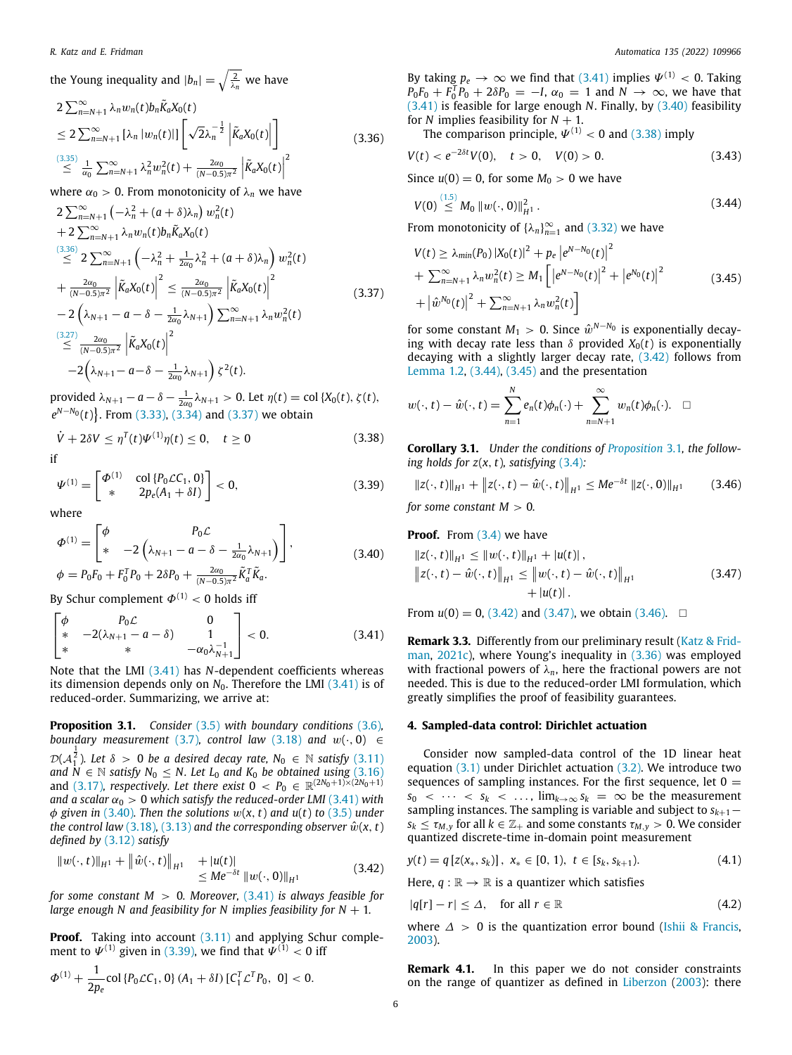the Young inequality and $|b_n| = \sqrt{\frac{2}{\lambda_n}}$ we have

$$
\begin{aligned}
&2\sum_{n=N+1}^{\infty} \lambda_n w_n(t) b_n \tilde{K}_a X_0(t) \\
&\leq 2\sum_{n=N+1}^{\infty} \left[\lambda_n |w_n(t)|\right] \left[\sqrt{2}\lambda_n^{-\frac{1}{2}} \left|\tilde{K}_a X_0(t)\right|\right] \\
&\overset{(3.35)}{\leq} \frac{1}{\alpha_0} \sum_{n=N+1}^{\infty} \lambda_n^2 w_n^2(t) + \frac{2\alpha_0}{(N-0.5)\pi^2} \left|\tilde{K}_a X_0(t)\right|^2
\end{aligned}
\tag{3.36}
$$

where $\alpha_0 > 0$. From monotonicity of $\lambda_n$ we have

$$
\begin{aligned}
&2\sum_{n=N+1}^{\infty} \left(-\lambda_n^2 + (a+\delta)\lambda_n\right) w_n^2(t) \\
&+ 2\sum_{n=N+1}^{\infty} \lambda_n w_n(t) b_n \tilde{K}_a X_0(t) \\
&\overset{(3.36)}{\leq} 2\sum_{n=N+1}^{\infty} \left(-\lambda_n^2 + \frac{1}{2\alpha_0}\lambda_n^2 + (a+\delta)\lambda_n\right) w_n^2(t) \\
&+ \frac{2\alpha_0}{(N-0.5)\pi^2} \left|\tilde{K}_a X_0(t)\right|^2 \leq \frac{2\alpha_0}{(N-0.5)\pi^2} \left|\tilde{K}_a X_0(t)\right|^2 \\
&- 2\left(\lambda_{N+1} - a - \delta - \frac{1}{2\alpha_0}\lambda_{N+1}\right) \sum_{n=N+1}^{\infty} \lambda_n w_n^2(t) \\
&\overset{(3.27)}{\leq} \frac{2\alpha_0}{(N-0.5)\pi^2} \left|\tilde{K}_a X_0(t)\right|^2 \\
&\quad -2\left(\lambda_{N+1} - a - \delta - \frac{1}{2\alpha_0}\lambda_{N+1}\right) \zeta^2(t).
\end{aligned}
\tag{3.37}
$$

provided $\lambda_{N+1} - a - \delta - \frac{1}{2\alpha_0}\lambda_{N+1} > 0$. Let $\eta(t) = \text{col}\left\{X_0(t), \zeta(t), e^{N-N_0}(t)\right\}$. From (3.33), (3.34) and (3.37) we obtain

$$
\dot{V} + 2\delta V \leq \eta^T(t) \Psi^{(1)} \eta(t) \leq 0, \quad t \geq 0 \tag{3.38}
$$

if

$$
\Psi^{(1)} = \begin{bmatrix} \Phi^{(1)} & \text{col}\left\{P_0 \mathcal{L} C_1, 0\right\} \\ * & 2p_e(A_1 + \delta I) \end{bmatrix} < 0, \tag{3.39}
$$

where

$$
\begin{aligned}
\Phi^{(1)} &= \begin{bmatrix} \phi & P_0 \mathcal{L} \\ * & -2\left(\lambda_{N+1} - a - \delta - \frac{1}{2\alpha_0}\lambda_{N+1}\right) \end{bmatrix}, \\
\phi &= P_0 F_0 + F_0^T P_0 + 2\delta P_0 + \frac{2\alpha_0}{(N-0.5)\pi^2} \tilde{K}_a^T \tilde{K}_a.
\end{aligned}
\tag{3.40}
$$

By Schur complement $\Phi^{(1)} < 0$ holds iff

$$
\begin{bmatrix} \phi & P_0 \mathcal{L} & 0 \\ * & -2(\lambda_{N+1} - a - \delta) & 1 \\ * & * & -\alpha_0 \lambda_{N+1}^{-1} \end{bmatrix} < 0. \tag{3.41}
$$

Note that the LMI (3.41) has $N$-dependent coefficients whereas its dimension depends only on $N_0$. Therefore the LMI (3.41) is of reduced-order. Summarizing, we arrive at:

**Proposition 3.1.** *Consider (3.5) with boundary conditions (3.6), boundary measurement (3.7), control law (3.18) and $w(\cdot, 0) \in \mathcal{D}(\mathcal{A}_1^{\frac{1}{2}})$. Let $\delta > 0$ be a desired decay rate, $N_0 \in \mathbb{N}$ satisfy (3.11) and $N \in \mathbb{N}$ satisfy $N_0 \leq N$. Let $L_0$ and $K_0$ be obtained using (3.16) and (3.17), respectively. Let there exist $0 < P_0 \in \mathbb{R}^{(2N_0+1)\times(2N_0+1)}$ and a scalar $\alpha_0 > 0$ which satisfy the reduced-order LMI (3.41) with $\phi$ given in (3.40). Then the solutions $w(x,t)$ and $u(t)$ to (3.5) under the control law (3.18), (3.13) and the corresponding observer $\hat{w}(x,t)$ defined by (3.12) satisfy*

$$
\begin{aligned}
\|w(\cdot, t)\|_{H^1} + \left\|\hat{w}(\cdot, t)\right\|_{H^1} &+ |u(t)| \\
&\leq Me^{-\delta t} \|w(\cdot, 0)\|_{H^1}
\end{aligned}
\tag{3.42}
$$

*for some constant $M > 0$. Moreover, (3.41) is always feasible for large enough $N$ and feasibility for $N$ implies feasibility for $N+1$.*

**Proof.** Taking into account (3.11) and applying Schur complement to $\Psi^{(1)}$ given in (3.39), we find that $\Psi^{(1)} < 0$ iff

$$
\Phi^{(1)} + \frac{1}{2p_e} \text{col}\left\{P_0 \mathcal{L} C_1, 0\right\} (A_1 + \delta I) \left[C_1^T \mathcal{L}^T P_0, \ 0\right] < 0.
$$

By taking $p_e \to \infty$ we find that (3.41) implies $\Psi^{(1)} < 0$. Taking $P_0 F_0 + F_0^T P_0 + 2\delta P_0 = -I$, $\alpha_0 = 1$ and $N \to \infty$, we have that (3.41) is feasible for large enough $N$. Finally, by (3.40) feasibility for $N$ implies feasibility for $N+1$.

The comparison principle, $\Psi^{(1)} < 0$ and (3.38) imply

$$
V(t) < e^{-2\delta t} V(0), \quad t > 0, \quad V(0) > 0. \tag{3.43}
$$

Since $u(0) = 0$, for some $M_0 > 0$ we have

$$
V(0) \overset{(1.5)}{\leq} M_0 \|w(\cdot, 0)\|_{H^1}^2. \tag{3.44}
$$

From monotonicity of $\{\lambda_n\}_{n=1}^{\infty}$ and (3.32) we have

$$
\begin{aligned}
V(t) &\geq \lambda_{min}(P_0) |X_0(t)|^2 + p_e \left|e^{N-N_0}(t)\right|^2 \\
&+ \sum_{n=N+1}^{\infty} \lambda_n w_n^2(t) \geq M_1 \left[\left|e^{N-N_0}(t)\right|^2 + \left|e^{N_0}(t)\right|^2 \right. \\
&\left. + \left|\hat{w}^{N_0}(t)\right|^2 + \sum_{n=N+1}^{\infty} \lambda_n w_n^2(t)\right]
\end{aligned}
\tag{3.45}
$$

for some constant $M_1 > 0$. Since $\hat{w}^{N-N_0}$ is exponentially decaying with decay rate less than $\delta$ provided $X_0(t)$ is exponentially decaying with a slightly larger decay rate, (3.42) follows from Lemma 1.2, (3.44), (3.45) and the presentation

$$
w(\cdot, t) - \hat{w}(\cdot, t) = \sum_{n=1}^{N} e_n(t)\phi_n(\cdot) + \sum_{n=N+1}^{\infty} w_n(t)\phi_n(\cdot). \quad \square
$$

**Corollary 3.1.** *Under the conditions of Proposition 3.1, the following holds for $z(x,t)$, satisfying (3.4):*

$$
\|z(\cdot, t)\|_{H^1} + \left\|z(\cdot, t) - \hat{w}(\cdot, t)\right\|_{H^1} \leq Me^{-\delta t} \|z(\cdot, 0)\|_{H^1} \tag{3.46}
$$

*for some constant $M > 0$.*

**Proof.** From (3.4) we have

$$
\begin{aligned}
\|z(\cdot, t)\|_{H^1} &\leq \|w(\cdot, t)\|_{H^1} + |u(t)|, \\
\left\|z(\cdot, t) - \hat{w}(\cdot, t)\right\|_{H^1} &\leq \left\|w(\cdot, t) - \hat{w}(\cdot, t)\right\|_{H^1} \\
&\quad + |u(t)|.
\end{aligned}
\tag{3.47}
$$

From $u(0) = 0$, (3.42) and (3.47), we obtain (3.46). $\square$

**Remark 3.3.** Differently from our preliminary result (Katz & Fridman, 2021c), where Young's inequality in (3.36) was employed with fractional powers of $\lambda_n$, here the fractional powers are not needed. This is due to the reduced-order LMI formulation, which greatly simplifies the proof of feasibility guarantees.

## 4. Sampled-data control: Dirichlet actuation

Consider now sampled-data control of the 1D linear heat equation (3.1) under Dirichlet actuation (3.2). We introduce two sequences of sampling instances. For the first sequence, let $0 = s_0 < \cdots < s_k < \ldots, \lim_{k\to\infty} s_k = \infty$ be the measurement sampling instances. The sampling is variable and subject to $s_{k+1} - s_k \leq \tau_{M,y}$ for all $k \in \mathbb{Z}_+$ and some constants $\tau_{M,y} > 0$. We consider quantized discrete-time in-domain point measurement

$$
y(t) = q\left[z(x_*, s_k)\right], \ x_* \in [0, 1), \ t \in [s_k, s_{k+1}). \tag{4.1}
$$

Here, $q : \mathbb{R} \to \mathbb{R}$ is a quantizer which satisfies

$$
|q[r] - r| \leq \Delta, \quad \text{for all } r \in \mathbb{R} \tag{4.2}
$$

where $\Delta > 0$ is the quantization error bound (Ishii & Francis, 2003).

**Remark 4.1.** In this paper we do not consider constraints on the range of quantizer as defined in Liberzon (2003): there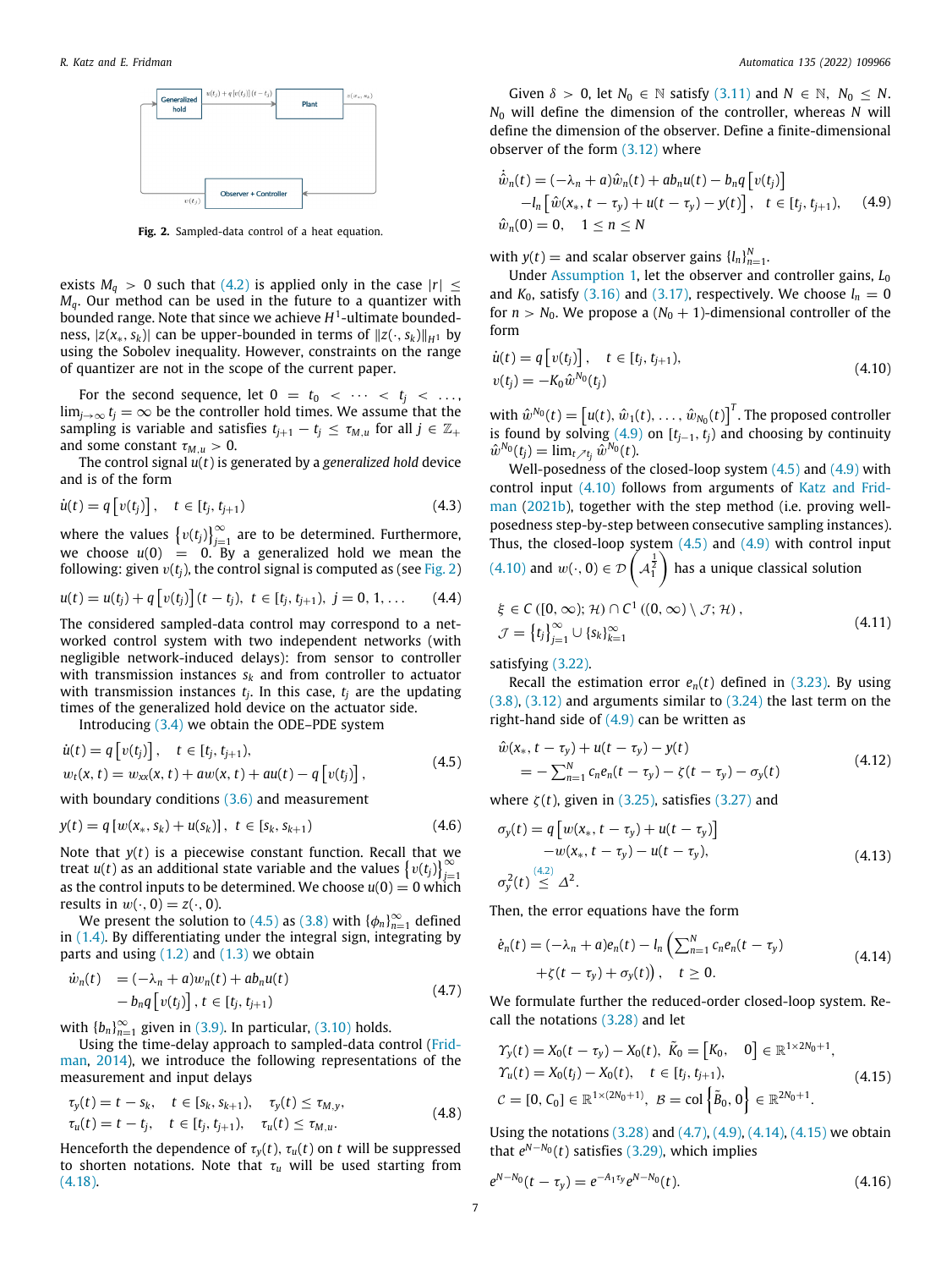Fig. 2. Sampled-data control of a heat equation.

exists $M_q > 0$ such that (4.2) is applied only in the case $|r| \leq M_q$. Our method can be used in the future to a quantizer with bounded range. Note that since we achieve $H^1$-ultimate boundedness, $|z(x_*, s_k)|$ can be upper-bounded in terms of $\|z(\cdot, s_k)\|_{H^1}$ by using the Sobolev inequality. However, constraints on the range of quantizer are not in the scope of the current paper.

For the second sequence, let $0 = t_0 < \cdots < t_j < \ldots$, $\lim_{j\to\infty} t_j = \infty$ be the controller hold times. We assume that the sampling is variable and satisfies $t_{j+1} - t_j \leq \tau_{M,u}$ for all $j \in \mathbb{Z}_+$ and some constant $\tau_{M,u} > 0$.

The control signal $u(t)$ is generated by a *generalized hold* device and is of the form

$$\dot{u}(t) = q\left[v(t_j)\right], \quad t \in [t_j, t_{j+1}) \tag{4.3}$$

where the values $\left\{v(t_j)\right\}_{j=1}^{\infty}$ are to be determined. Furthermore, we choose $u(0) = 0$. By a generalized hold we mean the following: given $v(t_j)$, the control signal is computed as (see Fig. 2)

$$u(t) = u(t_j) + q\left[v(t_j)\right](t - t_j), \ t \in [t_j, t_{j+1}), \ j = 0, 1, \ldots \tag{4.4}$$

The considered sampled-data control may correspond to a networked control system with two independent networks (with negligible network-induced delays): from sensor to controller with transmission instances $s_k$ and from controller to actuator with transmission instances $t_j$. In this case, $t_j$ are the updating times of the generalized hold device on the actuator side.

Introducing (3.4) we obtain the ODE–PDE system

$$\begin{aligned}
&\dot{u}(t) = q\left[v(t_j)\right], \quad t \in [t_j, t_{j+1}), \\
&w_t(x, t) = w_{xx}(x, t) + aw(x, t) + au(t) - q\left[v(t_j)\right],
\end{aligned} \tag{4.5}$$

with boundary conditions (3.6) and measurement

$$y(t) = q\left[w(x_*, s_k) + u(s_k)\right], \ t \in [s_k, s_{k+1}) \tag{4.6}$$

Note that $y(t)$ is a piecewise constant function. Recall that we treat $u(t)$ as an additional state variable and the values $\left\{v(t_j)\right\}_{j=1}^{\infty}$ as the control inputs to be determined. We choose $u(0) = 0$ which results in $w(\cdot, 0) = z(\cdot, 0)$.

We present the solution to (4.5) as (3.8) with $\{\phi_n\}_{n=1}^{\infty}$ defined in (1.4). By differentiating under the integral sign, integrating by parts and using (1.2) and (1.3) we obtain

$$\begin{aligned}
\dot{w}_n(t) \quad &= (-\lambda_n + a)w_n(t) + ab_n u(t) \\
&\quad - b_n q\left[v(t_j)\right], t \in [t_j, t_{j+1})
\end{aligned} \tag{4.7}$$

with $\{b_n\}_{n=1}^{\infty}$ given in (3.9). In particular, (3.10) holds.

Using the time-delay approach to sampled-data control (Fridman, 2014), we introduce the following representations of the measurement and input delays

$$\begin{aligned}
&\tau_y(t) = t - s_k, \quad t \in [s_k, s_{k+1}), \quad \tau_y(t) \leq \tau_{M,y}, \\
&\tau_u(t) = t - t_j, \quad t \in [t_j, t_{j+1}), \quad \tau_u(t) \leq \tau_{M,u}.
\end{aligned} \tag{4.8}$$

Henceforth the dependence of $\tau_y(t), \tau_u(t)$ on $t$ will be suppressed to shorten notations. Note that $\tau_u$ will be used starting from (4.18).

Given $\delta > 0$, let $N_0 \in \mathbb{N}$ satisfy (3.11) and $N \in \mathbb{N}$, $N_0 \leq N$. $N_0$ will define the dimension of the controller, whereas $N$ will define the dimension of the observer. Define a finite-dimensional observer of the form (3.12) where

$$\begin{aligned}
\dot{\hat{w}}_n(t) &= (-\lambda_n + a)\hat{w}_n(t) + ab_n u(t) - b_n q\left[v(t_j)\right] \\
&\quad - l_n\left[\hat{w}(x_*, t - \tau_y) + u(t - \tau_y) - y(t)\right], \quad t \in [t_j, t_{j+1}), \\
\hat{w}_n(0) &= 0, \quad 1 \leq n \leq N
\end{aligned} \tag{4.9}$$

with $y(t) =$ and scalar observer gains $\{l_n\}_{n=1}^{N}$.

Under Assumption 1, let the observer and controller gains, $L_0$ and $K_0$, satisfy (3.16) and (3.17), respectively. We choose $l_n = 0$ for $n > N_0$. We propose a $(N_0 + 1)$-dimensional controller of the form

$$\begin{aligned}
&\dot{u}(t) = q\left[v(t_j)\right], \quad t \in [t_j, t_{j+1}), \\
&v(t_j) = -K_0\hat{w}^{N_0}(t_j)
\end{aligned} \tag{4.10}$$

with $\hat{w}^{N_0}(t) = \left[u(t), \hat{w}_1(t), \ldots, \hat{w}_{N_0}(t)\right]^T$. The proposed controller is found by solving (4.9) on $[t_{j-1}, t_j)$ and choosing by continuity $\hat{w}^{N_0}(t_j) = \lim_{t\nearrow t_j} \hat{w}^{N_0}(t)$.

Well-posedness of the closed-loop system (4.5) and (4.9) with control input (4.10) follows from arguments of Katz and Fridman (2021b), together with the step method (i.e. proving well-posedness step-by-step between consecutive sampling instances). Thus, the closed-loop system (4.5) and (4.9) with control input (4.10) and $w(\cdot, 0) \in \mathcal{D}\left(\mathcal{A}_1^{\frac{1}{2}}\right)$ has a unique classical solution

$$\begin{aligned}
&\xi \in C\left([0, \infty); \mathcal{H}\right) \cap C^1\left((0, \infty) \setminus \mathcal{J}; \mathcal{H}\right), \\
&\mathcal{J} = \left\{t_j\right\}_{j=1}^{\infty} \cup \{s_k\}_{k=1}^{\infty}
\end{aligned} \tag{4.11}$$

satisfying (3.22).

Recall the estimation error $e_n(t)$ defined in (3.23). By using (3.8), (3.12) and arguments similar to (3.24) the last term on the right-hand side of (4.9) can be written as

$$\begin{aligned}
&\hat{w}(x_*, t - \tau_y) + u(t - \tau_y) - y(t) \\
&\quad = -\sum_{n=1}^{N} c_n e_n(t - \tau_y) - \zeta(t - \tau_y) - \sigma_y(t)
\end{aligned} \tag{4.12}$$

where $\zeta(t)$, given in (3.25), satisfies (3.27) and

$$\begin{aligned}
\sigma_y(t) &= q\left[w(x_*, t - \tau_y) + u(t - \tau_y)\right] \\
&\quad - w(x_*, t - \tau_y) - u(t - \tau_y), \\
\sigma_y^2(t) &\overset{(4.2)}{\leq} \Delta^2.
\end{aligned} \tag{4.13}$$

Then, the error equations have the form

$$\begin{aligned}
\dot{e}_n(t) &= (-\lambda_n + a)e_n(t) - l_n\left(\sum_{n=1}^{N} c_n e_n(t - \tau_y)\right. \\
&\quad \left. + \zeta(t - \tau_y) + \sigma_y(t)\right), \quad t \geq 0.
\end{aligned} \tag{4.14}$$

We formulate further the reduced-order closed-loop system. Recall the notations (3.28) and let

$$\begin{aligned}
&\Upsilon_y(t) = X_0(t - \tau_y) - X_0(t), \ \tilde{K}_0 = \begin{bmatrix} K_0, & 0 \end{bmatrix} \in \mathbb{R}^{1\times 2N_0+1}, \\
&\Upsilon_u(t) = X_0(t_j) - X_0(t), \quad t \in [t_j, t_{j+1}), \\
&\mathcal{C} = [0, C_0] \in \mathbb{R}^{1\times(2N_0+1)}, \ \mathcal{B} = \mathrm{col}\left\{\tilde{B}_0, 0\right\} \in \mathbb{R}^{2N_0+1}.
\end{aligned} \tag{4.15}$$

Using the notations (3.28) and (4.7), (4.9), (4.14), (4.15) we obtain that $e^{N-N_0}(t)$ satisfies (3.29), which implies

$$e^{N-N_0}(t - \tau_y) = e^{-A_1\tau_y}e^{N-N_0}(t). \tag{4.16}$$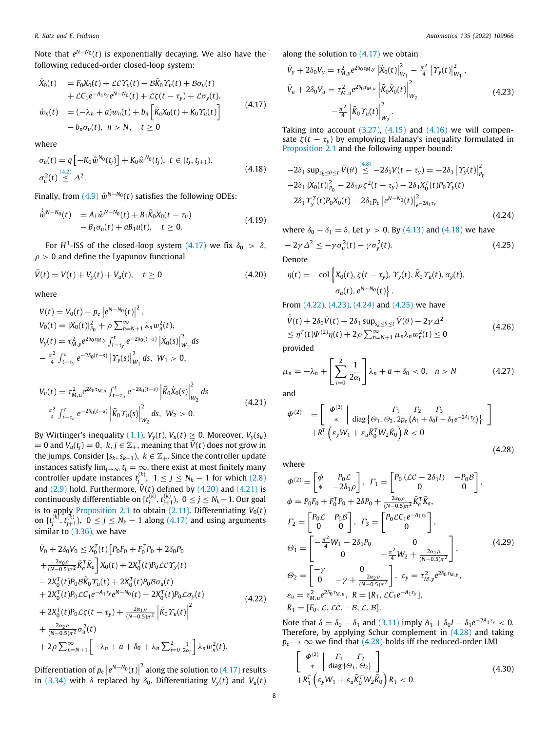Note that $e^{N-N_0}(t)$ is exponentially decaying. We also have the following reduced-order closed-loop system:

$$
\begin{aligned}
\dot{X}_0(t) \quad &= F_0 X_0(t) + \mathcal{L}\mathcal{C}\Upsilon_y(t) - \mathcal{B}\tilde{K}_0\Upsilon_u(t) + \mathcal{B}\sigma_u(t) \\
&\quad + \mathcal{L}C_1 e^{-A_1\tau_y} e^{N-N_0}(t) + \mathcal{L}\zeta(t-\tau_y) + \mathcal{L}\sigma_y(t), \\
\dot{w}_n(t) \quad &= (-\lambda_n + a) w_n(t) + b_n\left[\tilde{K}_a X_0(t) + \tilde{K}_0\Upsilon_u(t)\right] \\
&\quad - b_n\sigma_u(t), \;\; n > N, \quad t \geq 0
\end{aligned}
\tag{4.17}
$$

where

$$
\begin{aligned}
&\sigma_u(t) = q\left[-K_0\hat{w}^{N_0}(t_j)\right] + K_0\hat{w}^{N_0}(t_j), \;\; t \in [t_j, t_{j+1}), \\
&\sigma_u^2(t) \overset{(4.2)}{\leq} \Delta^2.
\end{aligned}
\tag{4.18}
$$

Finally, from (4.9) $\hat{w}^{N-N_0}(t)$ satisfies the following ODEs:

$$
\begin{aligned}
\dot{\hat{w}}^{N-N_0}(t) \quad &= A_1\hat{w}^{N-N_0}(t) + B_1\tilde{K}_0 X_0(t-\tau_u) \\
&\quad - B_1\sigma_u(t) + aB_1 u(t), \quad t \geq 0.
\end{aligned}
\tag{4.19}
$$

For $H^1$-ISS of the closed-loop system (4.17) we fix $\delta_0 > \delta$, $\rho > 0$ and define the Lyapunov functional

$$
\bar{V}(t) = V(t) + V_y(t) + V_u(t), \quad t \geq 0 \tag{4.20}
$$

where

$$
\begin{aligned}
&V(t) = V_0(t) + p_e\left|e^{N-N_0}(t)\right|^2, \\
&V_0(t) = |X_0(t)|^2_{P_0} + \rho\sum_{n=N+1}^{\infty}\lambda_n w_n^2(t), \\
&V_y(t) = \tau_{M,y}^2 e^{2\delta_0\tau_{M,y}}\int_{t-\tau_y}^{t} e^{-2\delta_0(t-s)}\left|\dot{X}_0(s)\right|^2_{W_1} ds \\
&-\tfrac{\pi^2}{4}\int_{t-\tau_y}^{t} e^{-2\delta_0(t-s)}\left|\Upsilon_y(s)\right|^2_{W_1} ds, \;\; W_1 > 0,
\end{aligned}
$$

$$
\begin{aligned}
&V_u(t) = \tau_{M,u}^2 e^{2\delta_0\tau_{M,u}}\int_{t-\tau_u}^{t} e^{-2\delta_0(t-s)}\left|\tilde{K}_0\dot{X}_0(s)\right|^2_{W_2} ds \\
&-\tfrac{\pi^2}{4}\int_{t-\tau_u}^{t} e^{-2\delta_0(t-s)}\left|\tilde{K}_0\Upsilon_u(s)\right|^2_{W_2} ds, \;\; W_2 > 0.
\end{aligned}
\tag{4.21}
$$

By Wirtinger's inequality (1.1), $V_y(t), V_u(t) \geq 0$. Moreover, $V_y(s_k) = 0$ and $V_u(t_j) = 0$, $k, j \in \mathbb{Z}_+$, meaning that $\bar{V}(t)$ does not grow in the jumps. Consider $[s_k, s_{k+1})$, $k \in \mathbb{Z}_+$. Since the controller update instances satisfy $\lim_{j\to\infty} t_j = \infty$, there exist at most finitely many controller update instances $t_j^{(k)}$, $1 \leq j \leq N_k - 1$ for which (2.8) and (2.9) hold. Furthermore, $\bar{V}(t)$ defined by (4.20) and (4.21) is continuously differentiable on $[t_j^{(k)}, t_{j+1}^{(k)})$, $0 \leq j \leq N_k - 1$. Our goal is to apply Proposition 2.1 to obtain (2.11). Differentiating $V_0(t)$ on $[t_j^{(k)}, t_{j+1}^{(k)})$, $0 \leq j \leq N_k - 1$ along (4.17) and using arguments similar to (3.36), we have

$$
\begin{aligned}
&\dot{V}_0 + 2\delta_0 V_0 \leq X_0^T(t)\left[P_0F_0 + F_0^T P_0 + 2\delta_0 P_0\right. \\
&\left.+ \tfrac{2\alpha_0\rho}{(N-0.5)\pi^2}\tilde{K}_a^T\tilde{K}_a\right]X_0(t) + 2X_0^T(t)P_0\mathcal{L}\mathcal{C}\Upsilon_y(t) \\
&- 2X_0^T(t)P_0\mathcal{B}\tilde{K}_0\Upsilon_u(t) + 2X_0^T(t)P_0\mathcal{B}\sigma_u(t) \\
&+ 2X_0^T(t)P_0\mathcal{L}C_1 e^{-A_1\tau_y}e^{N-N_0}(t) + 2X_0^T(t)P_0\mathcal{L}\sigma_y(t) \\
&+ 2X_0^T(t)P_0\mathcal{L}\zeta(t-\tau_y) + \tfrac{2\alpha_1\rho}{(N-0.5)\pi^2}\left|\tilde{K}_0\Upsilon_u(t)\right|^2 \\
&+ \tfrac{2\alpha_2\rho}{(N-0.5)\pi^2}\sigma_u^2(t) \\
&+ 2\rho\sum_{n=N+1}^{\infty}\left[-\lambda_n + a + \delta_0 + \lambda_n\sum_{i=0}^{2}\tfrac{1}{2\alpha_i}\right]\lambda_n w_n^2(t).
\end{aligned}
\tag{4.22}
$$

Differentiation of $p_e\left|e^{N-N_0}(t)\right|^2$ along the solution to (4.17) results in (3.34) with $\delta$ replaced by $\delta_0$. Differentiating $V_y(t)$ and $V_u(t)$ along the solution to (4.17) we obtain

$$
\begin{aligned}
&\dot{V}_y + 2\delta_0 V_y = \tau_{M,y}^2 e^{2\delta_0\tau_{M,y}}\left|\dot{X}_0(t)\right|^2_{W_1} - \tfrac{\pi^2}{4}\left|\Upsilon_y(t)\right|^2_{W_1}, \\
&\dot{V}_u + 2\delta_0 V_u = \tau_{M,u}^2 e^{2\delta_0\tau_{M,u}}\left|\tilde{K}_0\dot{X}_0(t)\right|^2_{W_2} \\
&\qquad -\tfrac{\pi^2}{4}\left|\tilde{K}_0\Upsilon_u(t)\right|^2_{W_2}.
\end{aligned}
\tag{4.23}
$$

Taking into account (3.27), (4.15) and (4.16) we will compensate $\zeta(t-\tau_y)$ by employing Halanay's inequality formulated in Proposition 2.1 and the following upper bound:

$$
\begin{aligned}
&-2\delta_1\sup_{s_k\leq\theta\leq t}\bar{V}(\theta) \overset{(4.8)}{\leq} -2\delta_1 V(t-\tau_y) = -2\delta_1\left|\Upsilon_y(t)\right|^2_{P_0} \\
&-2\delta_1|X_0(t)|^2_{P_0} - 2\delta_1\rho\zeta^2(t-\tau_y) - 2\delta_1 X_0^T(t)P_0\Upsilon_y(t) \\
&-2\delta_1\Upsilon_y^T(t)P_0X_0(t) - 2\delta_1 p_e\left|e^{N-N_0}(t)\right|^2_{e^{-2A_1\tau_y}}
\end{aligned}
\tag{4.24}
$$

where $\delta_0 - \delta_1 = \delta$. Let $\gamma > 0$. By (4.13) and (4.18) we have

$$
-2\gamma\Delta^2 \leq -\gamma\sigma_u^2(t) - \gamma\sigma_y^2(t). \tag{4.25}
$$

Denote

$$
\begin{aligned}
\eta(t) = \;&\mathrm{col}\left\{X_0(t), \zeta(t-\tau_y), \Upsilon_y(t), \tilde{K}_0\Upsilon_u(t), \sigma_y(t),\right. \\
&\left.\sigma_u(t), e^{N-N_0}(t)\right\}.
\end{aligned}
$$

From (4.22), (4.23), (4.24) and (4.25) we have

$$
\begin{aligned}
&\dot{\bar{V}}(t) + 2\delta_0\bar{V}(t) - 2\delta_1\sup_{s_k\leq\theta\leq t}\bar{V}(\theta) - 2\gamma\Delta^2 \\
&\leq \eta^T(t)\Psi^{(2)}\eta(t) + 2\rho\sum_{n=N+1}^{\infty}\mu_n\lambda_n w_n^2(t) \leq 0
\end{aligned}
\tag{4.26}
$$

provided

$$
\mu_n = -\lambda_n + \left[\sum_{i=0}^{2}\frac{1}{2\alpha_i}\right]\lambda_n + a + \delta_0 < 0, \quad n > N \tag{4.27}
$$

and

$$
\begin{aligned}
\Psi^{(2)} \;&= \left[\begin{array}{c|ccc} \Phi^{(2)} & \Gamma_1 & \Gamma_2 & \Gamma_3 \\ \hline * & \multicolumn{3}{c}{\mathrm{diag}\left\{\Theta_1, \Theta_2, 2p_e\left(A_1 + \delta_0 I - \delta_1 e^{-2A_1\tau_y}\right)\right\}} \end{array}\right] \\
&+ R^T\left(\varepsilon_y W_1 + \varepsilon_u\tilde{K}_0^T W_2\tilde{K}_0\right)R < 0
\end{aligned}
\tag{4.28}
$$

where

$$
\begin{aligned}
&\Phi^{(2)} = \begin{bmatrix} \phi & P_0\mathcal{L} \\ * & -2\delta_1\rho \end{bmatrix}, \;\; \Gamma_1 = \begin{bmatrix} P_0(\mathcal{L}\mathcal{C} - 2\delta_1 I) & -P_0\mathcal{B} \\ 0 & 0 \end{bmatrix}, \\
&\phi = P_0F_0 + F_0^T P_0 + 2\delta P_0 + \tfrac{2\alpha_0\rho}{(N-0.5)\pi^2}\tilde{K}_a^T\tilde{K}_a, \\
&\Gamma_2 = \begin{bmatrix} P_0\mathcal{L} & P_0\mathcal{B} \\ 0 & 0 \end{bmatrix}, \;\; \Gamma_3 = \begin{bmatrix} P_0\mathcal{L}C_1 e^{-A_1\tau_y} \\ 0 \end{bmatrix}, \\
&\Theta_1 = \begin{bmatrix} -\tfrac{\pi^2}{4}W_1 - 2\delta_1 P_0 & 0 \\ 0 & -\tfrac{\pi^2}{4}W_2 + \tfrac{2\alpha_1\rho}{(N-0.5)\pi^2} \end{bmatrix}, \\
&\Theta_2 = \begin{bmatrix} -\gamma & 0 \\ 0 & -\gamma + \tfrac{2\alpha_2\rho}{(N-0.5)\pi^2} \end{bmatrix}, \;\; \varepsilon_y = \tau_{M,y}^2 e^{2\delta_0\tau_{M,y}}, \\
&\varepsilon_u = \tau_{M,u}^2 e^{2\delta_0\tau_{M,u}}, \;\; R = [R_1, \mathcal{L}C_1 e^{-A_1\tau_y}], \\
&R_1 = [F_0, \mathcal{L}, \mathcal{L}\mathcal{C}, -\mathcal{B}, \mathcal{L}, \mathcal{B}].
\end{aligned}
\tag{4.29}
$$

Note that $\delta = \delta_0 - \delta_1$ and (3.11) imply $A_1 + \delta_0 I - \delta_1 e^{-2A_1\tau_y} < 0$. Therefore, by applying Schur complement in (4.28) and taking $p_e \to \infty$ we find that (4.28) holds iff the reduced-order LMI

$$
\left[\begin{array}{c|cc} \Phi^{(2)} & \Gamma_1 & \Gamma_2 \\ \hline * & \multicolumn{2}{c}{\mathrm{diag}\{\Theta_1, \Theta_2\}} \end{array}\right] + R_1^T\left(\varepsilon_y W_1 + \varepsilon_u\tilde{K}_0^T W_2\tilde{K}_0\right)R_1 < 0. \tag{4.30}
$$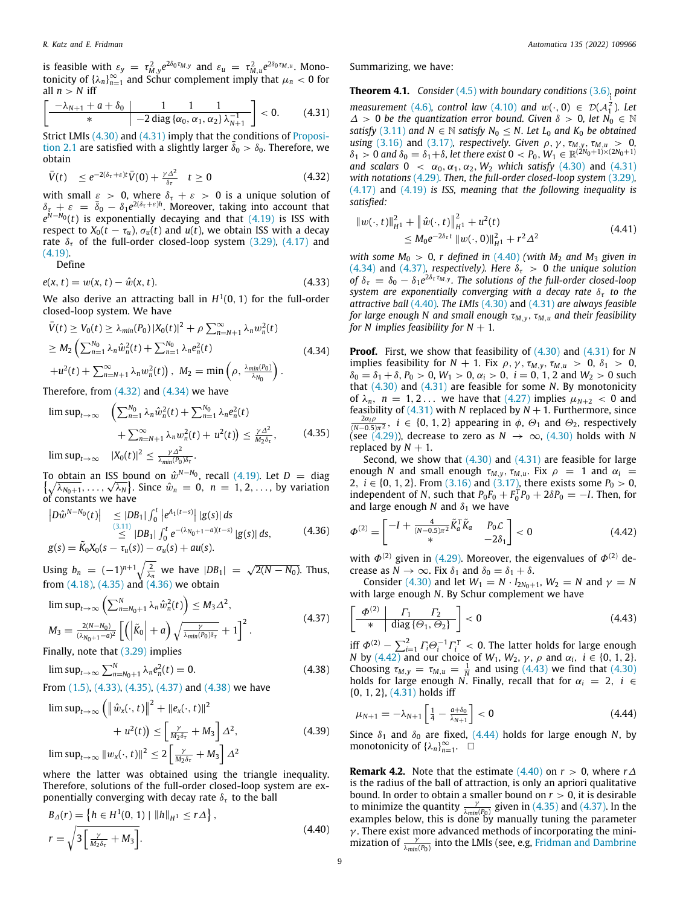is feasible with $\varepsilon_y = \tau_{M,y}^2 e^{2\delta_0 \tau_{M,y}}$ and $\varepsilon_u = \tau_{M,u}^2 e^{2\delta_0 \tau_{M,u}}$. Monotonicity of $\{\lambda_n\}_{n=1}^\infty$ and Schur complement imply that $\mu_n < 0$ for all $n > N$ iff

$$\left[\begin{array}{c|ccc} -\lambda_{N+1} + a + \delta_0 & 1 & 1 & 1 \\ \hline * & \multicolumn{3}{c}{-2\,\mathrm{diag}\,\{\alpha_0, \alpha_1, \alpha_2\}\,\lambda_{N+1}^{-1}} \end{array}\right] < 0. \tag{4.31}$$

Strict LMIs (4.30) and (4.31) imply that the conditions of Proposition 2.1 are satisfied with a slightly larger $\bar{\delta}_0 > \delta_0$. Therefore, we obtain

$$\bar{V}(t) \quad \le e^{-2(\delta_\tau + \varepsilon)t} \bar{V}(0) + \frac{\gamma \Delta^2}{\delta_\tau} \quad t \ge 0 \tag{4.32}$$

with small $\varepsilon > 0$, where $\delta_\tau + \varepsilon > 0$ is a unique solution of $\delta_\tau + \varepsilon = \bar{\delta}_0 - \delta_1 e^{2(\delta_\tau + \varepsilon)h}$. Moreover, taking into account that $e^{N-N_0}(t)$ is exponentially decaying and that (4.19) is ISS with respect to $X_0(t-\tau_u)$, $\sigma_u(t)$ and $u(t)$, we obtain ISS with a decay rate $\delta_\tau$ of the full-order closed-loop system (3.29), (4.17) and (4.19).

Define

$$e(x,t) = w(x,t) - \hat{w}(x,t). \tag{4.33}$$

We also derive an attracting ball in $H^1(0,1)$ for the full-order closed-loop system. We have

$$\begin{aligned} &\bar{V}(t) \ge V_0(t) \ge \lambda_{min}(P_0) \left|X_0(t)\right|^2 + \rho \textstyle\sum_{n=N+1}^\infty \lambda_n w_n^2(t) \\ &\ge M_2 \left( \textstyle\sum_{n=1}^{N_0} \lambda_n \hat{w}_n^2(t) + \sum_{n=1}^{N_0} \lambda_n e_n^2(t) \right. \\ &\left. + u^2(t) + \textstyle\sum_{n=N+1}^\infty \lambda_n w_n^2(t) \right), \ M_2 = \min\left(\rho, \frac{\lambda_{min}(P_0)}{\lambda_{N_0}}\right). \end{aligned} \tag{4.34}$$

Therefore, from (4.32) and (4.34) we have

$$\begin{aligned} &\limsup_{t\to\infty} \quad \left( \textstyle\sum_{n=1}^{N_0} \lambda_n \hat{w}_n^2(t) + \sum_{n=1}^{N_0} \lambda_n e_n^2(t) \right. \\ &\qquad \left. + \textstyle\sum_{n=N+1}^\infty \lambda_n w_n^2(t) + u^2(t) \right) \le \frac{\gamma \Delta^2}{M_2 \delta_\tau}, \\ &\limsup_{t\to\infty} \quad \left|X_0(t)\right|^2 \le \frac{\gamma \Delta^2}{\lambda_{min}(P_0)\delta_\tau}. \end{aligned} \tag{4.35}$$

To obtain an ISS bound on $\hat{w}^{N-N_0}$, recall (4.19). Let $D = \mathrm{diag}\left\{\sqrt{\lambda_{N_0+1}}, \ldots, \sqrt{\lambda_N}\right\}$. Since $\hat{w}_n = 0$, $n = 1, 2, \ldots$, by variation of constants we have

$$\begin{aligned} \left|D\hat{w}^{N-N_0}(t)\right| &\le |DB_1| \int_0^t \left|e^{A_1(t-s)}\right| |g(s)|\, ds \\ &\overset{(3.11)}{\le} |DB_1| \int_0^t e^{-(\lambda_{N_0+1} - a)(t-s)} |g(s)|\, ds, \\ g(s) &= \tilde{K}_0 X_0(s - \tau_u(s)) - \sigma_u(s) + au(s). \end{aligned} \tag{4.36}$$

Using $b_n = (-1)^{n+1}\sqrt{\frac{2}{\lambda_n}}$ we have $|DB_1| = \sqrt{2(N-N_0)}$. Thus, from (4.18), (4.35) and (4.36) we obtain

$$\begin{aligned} &\limsup_{t\to\infty} \left( \textstyle\sum_{n=N_0+1}^N \lambda_n \hat{w}_n^2(t) \right) \le M_3 \Delta^2, \\ &M_3 = \frac{2(N-N_0)}{(\lambda_{N_0+1} - a)^2} \left[ \left( \left|\tilde{K}_0\right| + a \right) \sqrt{\frac{\gamma}{\lambda_{min}(P_0)\delta_\tau}} + 1 \right]^2. \end{aligned} \tag{4.37}$$

Finally, note that (3.29) implies

$$\limsup_{t\to\infty} \textstyle\sum_{n=N_0+1}^N \lambda_n e_n^2(t) = 0. \tag{4.38}$$

From (1.5), (4.33), (4.35), (4.37) and (4.38) we have

$$\begin{aligned} &\limsup_{t\to\infty} \left( \left\| \hat{w}_x(\cdot,t) \right\|^2 + \left\| e_x(\cdot,t) \right\|^2 \right. \\ &\qquad \left. + u^2(t) \right) \le \left[ \frac{\gamma}{M_2 \delta_\tau} + M_3 \right] \Delta^2, \\ &\limsup_{t\to\infty} \left\| w_x(\cdot,t) \right\|^2 \le 2\left[ \frac{\gamma}{M_2\delta_\tau} + M_3 \right] \Delta^2 \end{aligned} \tag{4.39}$$

where the latter was obtained using the triangle inequality. Therefore, solutions of the full-order closed-loop system are exponentially converging with decay rate $\delta_\tau$ to the ball

$$\begin{aligned} &B_\Delta(r) = \left\{ h \in H^1(0,1) \mid \|h\|_{H^1} \le r\Delta \right\}, \\ &r = \sqrt{3\left[ \frac{\gamma}{M_2 \delta_\tau} + M_3 \right]}. \end{aligned} \tag{4.40}$$

Summarizing, we have:

**Theorem 4.1.** *Consider (4.5) with boundary conditions (3.6), point measurement (4.6), control law (4.10) and $w(\cdot,0) \in \mathcal{D}(\mathcal{A}_1^{\frac{1}{2}})$. Let $\Delta > 0$ be the quantization error bound. Given $\delta > 0$, let $N_0 \in \mathbb{N}$ satisfy (3.11) and $N \in \mathbb{N}$ satisfy $N_0 \le N$. Let $L_0$ and $K_0$ be obtained using (3.16) and (3.17), respectively. Given $\rho, \gamma, \tau_{M,y}, \tau_{M,u} > 0$, $\delta_1 > 0$ and $\delta_0 = \delta_1 + \delta$, let there exist $0 < P_0, W_1 \in \mathbb{R}^{(2N_0+1)\times(2N_0+1)}$ and scalars $0 < \alpha_0, \alpha_1, \alpha_2, W_2$ which satisfy (4.30) and (4.31) with notations (4.29). Then, the full-order closed-loop system (3.29), (4.17) and (4.19) is ISS, meaning that the following inequality is satisfied:*

$$\begin{aligned} &\|w(\cdot,t)\|_{H^1}^2 + \left\|\hat{w}(\cdot,t)\right\|_{H^1}^2 + u^2(t) \\ &\qquad \le M_0 e^{-2\delta_\tau t} \|w(\cdot,0)\|_{H^1}^2 + r^2 \Delta^2 \end{aligned} \tag{4.41}$$

*with some $M_0 > 0$, $r$ defined in (4.40) (with $M_2$ and $M_3$ given in (4.34) and (4.37), respectively). Here $\delta_\tau > 0$ the unique solution of $\delta_\tau = \delta_0 - \delta_1 e^{2\delta_\tau \tau_{M,y}}$. The solutions of the full-order closed-loop system are exponentially converging with a decay rate $\delta_\tau$ to the attractive ball (4.40). The LMIs (4.30) and (4.31) are always feasible for large enough $N$ and small enough $\tau_{M,y}, \tau_{M,u}$ and their feasibility for $N$ implies feasibility for $N+1$.*

**Proof.** First, we show that feasibility of (4.30) and (4.31) for $N$ implies feasibility for $N+1$. Fix $\rho, \gamma, \tau_{M,y}, \tau_{M,u} > 0$, $\delta_1 > 0$, $\delta_0 = \delta_1 + \delta$, $P_0 > 0$, $W_1 > 0$, $\alpha_i > 0$, $i = 0, 1, 2$ and $W_2 > 0$ such that (4.30) and (4.31) are feasible for some $N$. By monotonicity of $\lambda_n$, $n = 1, 2\ldots$ we have that (4.27) implies $\mu_{N+2} < 0$ and feasibility of (4.31) with $N$ replaced by $N+1$. Furthermore, since $\frac{2\alpha_i \rho}{(N-0.5)\pi^2}$, $i \in \{0,1,2\}$ appearing in $\phi$, $\Theta_1$ and $\Theta_2$, respectively (see (4.29)), decrease to zero as $N \to \infty$, (4.30) holds with $N$ replaced by $N+1$.

Second, we show that (4.30) and (4.31) are feasible for large enough $N$ and small enough $\tau_{M,y}, \tau_{M,u}$. Fix $\rho = 1$ and $\alpha_i = 2$, $i \in \{0,1,2\}$. From (3.16) and (3.17), there exists some $P_0 > 0$, independent of $N$, such that $P_0 F_0 + F_0^T P_0 + 2\delta P_0 = -I$. Then, for and large enough $N$ and $\delta_1$ we have

$$\Phi^{(2)} = \begin{bmatrix} -I + \frac{4}{(N-0.5)\pi^2}\tilde{K}_a^T \tilde{K}_a & P_0 \mathcal{L} \\ * & -2\delta_1 \end{bmatrix} < 0 \tag{4.42}$$

with $\Phi^{(2)}$ given in (4.29). Moreover, the eigenvalues of $\Phi^{(2)}$ decrease as $N \to \infty$. Fix $\delta_1$ and $\delta_0 = \delta_1 + \delta$.

Consider (4.30) and let $W_1 = N \cdot I_{2N_0+1}$, $W_2 = N$ and $\gamma = N$ with large enough $N$. By Schur complement we have

$$\left[\begin{array}{c|cc} \Phi^{(2)} & \Gamma_1 & \Gamma_2 \\ \hline * & \multicolumn{2}{c}{\mathrm{diag}\,\{\Theta_1, \Theta_2\}} \end{array}\right] < 0 \tag{4.43}$$

iff $\Phi^{(2)} - \sum_{i=1}^2 \Gamma_i \Theta_i^{-1} \Gamma_i^T < 0$. The latter holds for large enough $N$ by (4.42) and our choice of $W_1, W_2, \gamma, \rho$ and $\alpha_i$, $i \in \{0,1,2\}$. Choosing $\tau_{M,y} = \tau_{M,u} = \frac{1}{N}$ and using (4.43) we find that (4.30) holds for large enough $N$. Finally, recall that for $\alpha_i = 2$, $i \in \{0,1,2\}$, (4.31) holds iff

$$\mu_{N+1} = -\lambda_{N+1}\left[\frac{1}{4} - \frac{a+\delta_0}{\lambda_{N+1}}\right] < 0 \tag{4.44}$$

Since $\delta_1$ and $\delta_0$ are fixed, (4.44) holds for large enough $N$, by monotonicity of $\{\lambda_n\}_{n=1}^\infty$. □

**Remark 4.2.** Note that the estimate (4.40) on $r > 0$, where $r\Delta$ is the radius of the ball of attraction, is only an apriori qualitative bound. In order to obtain a smaller bound on $r > 0$, it is desirable to minimize the quantity $\frac{\gamma}{\lambda_{min}(P_0)}$ given in (4.35) and (4.37). In the examples below, this is done by manually tuning the parameter $\gamma$. There exist more advanced methods of incorporating the minimization of $\frac{\gamma}{\lambda_{min}(P_0)}$ into the LMIs (see, e.g, Fridman and Dambrine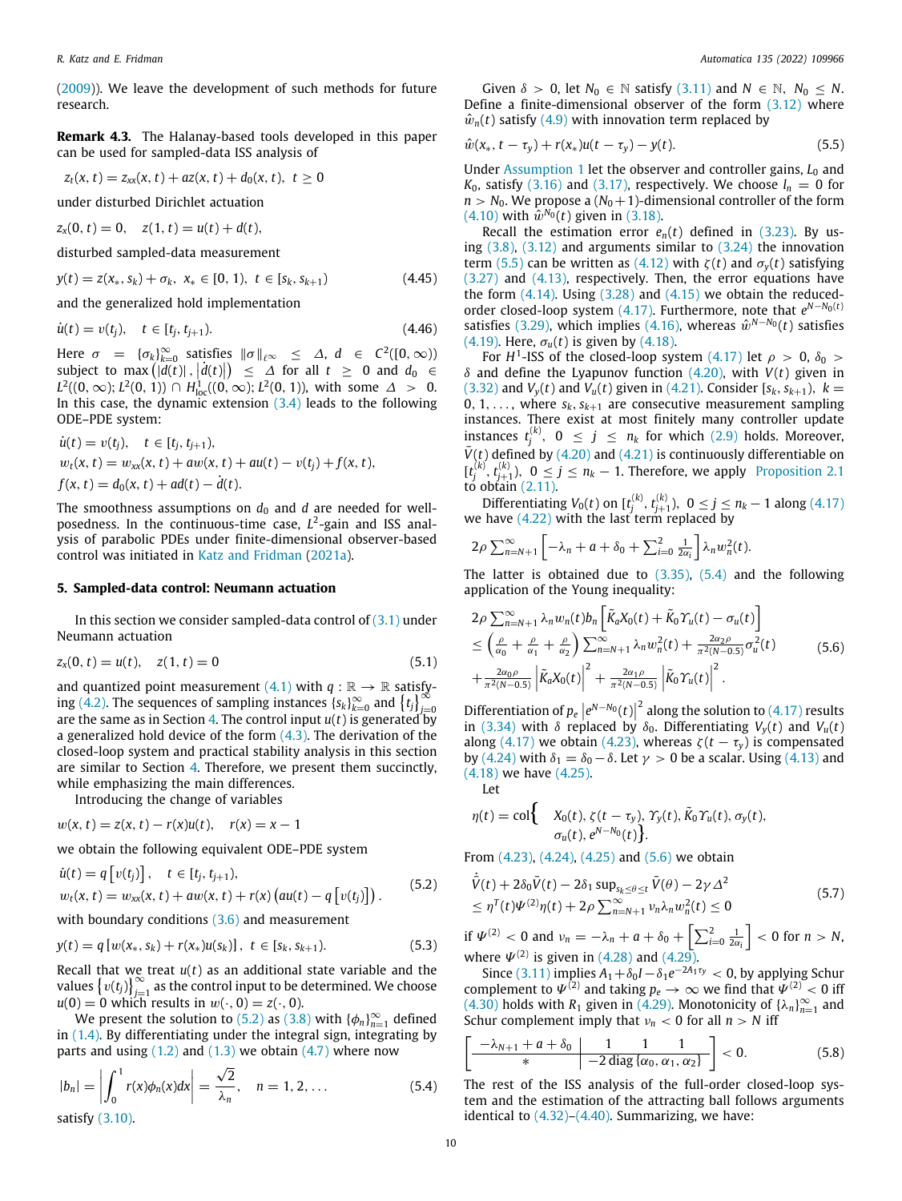(2009)). We leave the development of such methods for future research.

**Remark 4.3.** The Halanay-based tools developed in this paper can be used for sampled-data ISS analysis of

$$z_t(x,t) = z_{xx}(x,t) + az(x,t) + d_0(x,t),\ t \geq 0$$

under disturbed Dirichlet actuation

$$z_x(0,t) = 0, \quad z(1,t) = u(t) + d(t),$$

disturbed sampled-data measurement

$$y(t) = z(x_*, s_k) + \sigma_k,\ x_* \in [0,1),\ t \in [s_k, s_{k+1}) \tag{4.45}$$

and the generalized hold implementation

$$\dot{u}(t) = v(t_j), \quad t \in [t_j, t_{j+1}). \tag{4.46}$$

Here $\sigma = \{\sigma_k\}_{k=0}^{\infty}$ satisfies $\|\sigma\|_{\ell^\infty} \leq \Delta$, $d \in C^2([0,\infty))$ subject to $\max\left(|d(t)|, \left|\dot{d}(t)\right|\right) \leq \Delta$ for all $t \geq 0$ and $d_0 \in L^2((0,\infty); L^2(0,1)) \cap H^1_{loc}((0,\infty); L^2(0,1))$, with some $\Delta > 0$. In this case, the dynamic extension (3.4) leads to the following ODE–PDE system:

$$\begin{aligned}
&\dot{u}(t) = v(t_j), \quad t \in [t_j, t_{j+1}),\\
&w_t(x,t) = w_{xx}(x,t) + aw(x,t) + au(t) - v(t_j) + f(x,t),\\
&f(x,t) = d_0(x,t) + ad(t) - \dot{d}(t).
\end{aligned}$$

The smoothness assumptions on $d_0$ and $d$ are needed for well-posedness. In the continuous-time case, $L^2$-gain and ISS analysis of parabolic PDEs under finite-dimensional observer-based control was initiated in Katz and Fridman (2021a).

## 5. Sampled-data control: Neumann actuation

In this section we consider sampled-data control of (3.1) under Neumann actuation

$$z_x(0,t) = u(t), \quad z(1,t) = 0 \tag{5.1}$$

and quantized point measurement (4.1) with $q : \mathbb{R} \to \mathbb{R}$ satisfying (4.2). The sequences of sampling instances $\{s_k\}_{k=0}^{\infty}$ and $\{t_j\}_{j=0}^{\infty}$ are the same as in Section 4. The control input $u(t)$ is generated by a generalized hold device of the form (4.3). The derivation of the closed-loop system and practical stability analysis in this section are similar to Section 4. Therefore, we present them succinctly, while emphasizing the main differences.

Introducing the change of variables

$$w(x,t) = z(x,t) - r(x)u(t), \quad r(x) = x - 1$$

we obtain the following equivalent ODE–PDE system

$$\begin{aligned}
&\dot{u}(t) = q\left[v(t_j)\right], \quad t \in [t_j, t_{j+1}),\\
&w_t(x,t) = w_{xx}(x,t) + aw(x,t) + r(x)\left(au(t) - q\left[v(t_j)\right]\right).
\end{aligned} \tag{5.2}$$

with boundary conditions (3.6) and measurement

$$y(t) = q\left[w(x_*, s_k) + r(x_*)u(s_k)\right],\ t \in [s_k, s_{k+1}). \tag{5.3}$$

Recall that we treat $u(t)$ as an additional state variable and the values $\left\{v(t_j)\right\}_{j=1}^{\infty}$ as the control input to be determined. We choose $u(0) = 0$ which results in $w(\cdot, 0) = z(\cdot, 0)$.

We present the solution to (5.2) as (3.8) with $\{\phi_n\}_{n=1}^{\infty}$ defined in (1.4). By differentiating under the integral sign, integrating by parts and using (1.2) and (1.3) we obtain (4.7) where now

$$|b_n| = \left|\int_0^1 r(x)\phi_n(x)dx\right| = \frac{\sqrt{2}}{\lambda_n}, \quad n = 1, 2, \ldots \tag{5.4}$$

satisfy (3.10).

Given $\delta > 0$, let $N_0 \in \mathbb{N}$ satisfy (3.11) and $N \in \mathbb{N}$, $N_0 \leq N$. Define a finite-dimensional observer of the form (3.12) where $\hat{w}_n(t)$ satisfy (4.9) with innovation term replaced by

$$\hat{w}(x_*, t - \tau_y) + r(x_*)u(t - \tau_y) - y(t). \tag{5.5}$$

Under Assumption 1 let the observer and controller gains, $L_0$ and $K_0$, satisfy (3.16) and (3.17), respectively. We choose $l_n = 0$ for $n > N_0$. We propose a $(N_0+1)$-dimensional controller of the form (4.10) with $\hat{w}^{N_0}(t)$ given in (3.18).

Recall the estimation error $e_n(t)$ defined in (3.23). By using (3.8), (3.12) and arguments similar to (3.24) the innovation term (5.5) can be written as (4.12) with $\zeta(t)$ and $\sigma_y(t)$ satisfying (3.27) and (4.13), respectively. Then, the error equations have the form (4.14). Using (3.28) and (4.15) we obtain the reduced-order closed-loop system (4.17). Furthermore, note that $e^{N-N_0}(t)$ satisfies (3.29), which implies (4.16), whereas $\hat{w}^{N-N_0}(t)$ satisfies (4.19). Here, $\sigma_u(t)$ is given by (4.18).

For $H^1$-ISS of the closed-loop system (4.17) let $\rho > 0$, $\delta_0 > \delta$ and define the Lyapunov function (4.20), with $V(t)$ given in (3.32) and $V_y(t)$ and $V_u(t)$ given in (4.21). Consider $[s_k, s_{k+1})$, $k = 0, 1, \ldots$, where $s_k, s_{k+1}$ are consecutive measurement sampling instances. There exist at most finitely many controller update instances $t_j^{(k)}$, $0 \leq j \leq n_k$ for which (2.9) holds. Moreover, $\bar{V}(t)$ defined by (4.20) and (4.21) is continuously differentiable on $[t_j^{(k)}, t_{j+1}^{(k)})$, $0 \leq j \leq n_k - 1$. Therefore, we apply Proposition 2.1 to obtain (2.11).

Differentiating $V_0(t)$ on $[t_j^{(k)}, t_{j+1}^{(k)})$, $0 \leq j \leq n_k - 1$ along (4.17) we have (4.22) with the last term replaced by

$$2\rho\sum_{n=N+1}^{\infty}\left[-\lambda_n + a + \delta_0 + \sum_{i=0}^{2}\frac{1}{2\alpha_i}\right]\lambda_n w_n^2(t).$$

The latter is obtained due to (3.35), (5.4) and the following application of the Young inequality:

$$\begin{aligned}
&2\rho\sum_{n=N+1}^{\infty}\lambda_n w_n(t) b_n\left[\tilde{K}_a X_0(t) + \tilde{K}_0 \Upsilon_u(t) - \sigma_u(t)\right]\\
&\leq \left(\frac{\rho}{\alpha_0} + \frac{\rho}{\alpha_1} + \frac{\rho}{\alpha_2}\right)\sum_{n=N+1}^{\infty}\lambda_n w_n^2(t) + \frac{2\alpha_2\rho}{\pi^2(N-0.5)}\sigma_u^2(t)\\
&+ \frac{2\alpha_0\rho}{\pi^2(N-0.5)}\left|\tilde{K}_a X_0(t)\right|^2 + \frac{2\alpha_1\rho}{\pi^2(N-0.5)}\left|\tilde{K}_0 \Upsilon_u(t)\right|^2.
\end{aligned} \tag{5.6}$$

Differentiation of $p_e\left|e^{N-N_0}(t)\right|^2$ along the solution to (4.17) results in (3.34) with $\delta$ replaced by $\delta_0$. Differentiating $V_y(t)$ and $V_u(t)$ along (4.17) we obtain (4.23), whereas $\zeta(t - \tau_y)$ is compensated by (4.24) with $\delta_1 = \delta_0 - \delta$. Let $\gamma > 0$ be a scalar. Using (4.13) and (4.18) we have (4.25).

Let

$$\eta(t) = \mathrm{col}\Big\{X_0(t), \zeta(t-\tau_y), \Upsilon_y(t), \tilde{K}_0\Upsilon_u(t), \sigma_y(t), \sigma_u(t), e^{N-N_0}(t)\Big\}.$$

From (4.23), (4.24), (4.25) and (5.6) we obtain

$$\begin{aligned}
&\dot{\bar{V}}(t) + 2\delta_0\bar{V}(t) - 2\delta_1\sup_{s_k\leq\theta\leq t}\bar{V}(\theta) - 2\gamma\Delta^2\\
&\leq \eta^T(t)\Psi^{(2)}\eta(t) + 2\rho\sum_{n=N+1}^{\infty}\nu_n\lambda_n w_n^2(t) \leq 0
\end{aligned} \tag{5.7}$$

if $\Psi^{(2)} < 0$ and $\nu_n = -\lambda_n + a + \delta_0 + \left[\sum_{i=0}^{2}\frac{1}{2\alpha_i}\right] < 0$ for $n > N$, where $\Psi^{(2)}$ is given in (4.28) and (4.29).

Since (3.11) implies $A_1 + \delta_0 I - \delta_1 e^{-2A_1\tau_y} < 0$, by applying Schur complement to $\Psi^{(2)}$ and taking $p_e \to \infty$ we find that $\Psi^{(2)} < 0$ iff (4.30) holds with $R_1$ given in (4.29). Monotonicity of $\{\lambda_n\}_{n=1}^{\infty}$ and Schur complement imply that $\nu_n < 0$ for all $n > N$ iff

$$\left[\begin{array}{c|ccc}
-\lambda_{N+1} + a + \delta_0 & 1 & 1 & 1\\
\hline
* & & -2\,\mathrm{diag}\{\alpha_0, \alpha_1, \alpha_2\} &
\end{array}\right] < 0. \tag{5.8}$$

The rest of the ISS analysis of the full-order closed-loop system and the estimation of the attracting ball follows arguments identical to (4.32)–(4.40). Summarizing, we have: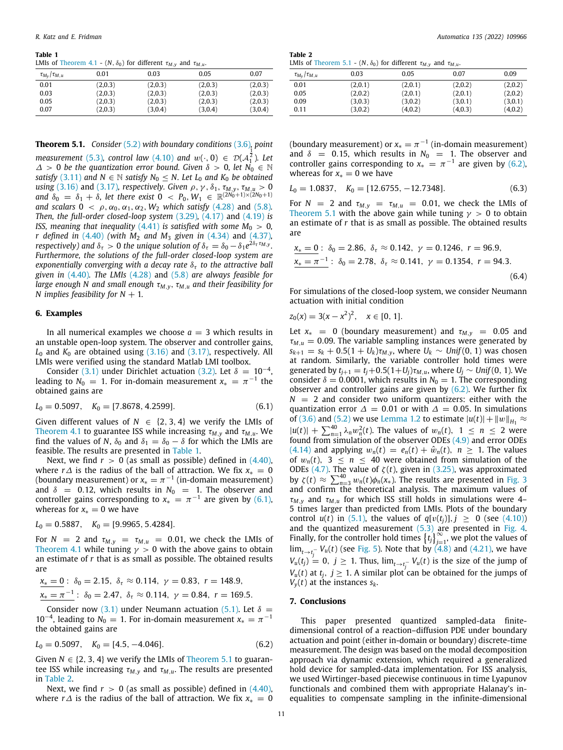**Table 1**
LMIs of Theorem 4.1 - $(N, \delta_0)$ for different $\tau_{M,y}$ and $\tau_{M,u}$.

| $\tau_{M_y}/\tau_{M,u}$ | 0.01 | 0.03 | 0.05 | 0.07 |
|---|---|---|---|---|
| 0.01 | (2,0.3) | (2,0.3) | (2,0.3) | (2,0.3) |
| 0.03 | (2,0.3) | (2,0.3) | (2,0.3) | (2,0.3) |
| 0.05 | (2,0.3) | (2,0.3) | (2,0.3) | (2,0.3) |
| 0.07 | (2,0.3) | (3,0.4) | (3,0.4) | (3,0.4) |

**Table 2**
LMIs of Theorem 5.1 - $(N, \delta_0)$ for different $\tau_{M,y}$ and $\tau_{M,u}$.

| $\tau_{M_y}/\tau_{M,u}$ | 0.03 | 0.05 | 0.07 | 0.09 |
|---|---|---|---|---|
| 0.01 | (2,0.1) | (2,0.1) | (2,0.2) | (2,0.2) |
| 0.05 | (2,0.2) | (2,0.1) | (2,0.1) | (2,0.2) |
| 0.09 | (3,0.3) | (3,0.2) | (3,0.1) | (3,0.1) |
| 0.11 | (3,0.2) | (4,0.2) | (4,0.3) | (4,0.2) |

**Theorem 5.1.** *Consider (5.2) with boundary conditions (3.6), point measurement (5.3), control law (4.10) and $w(\cdot, 0) \in \mathcal{D}(\mathcal{A}_1^{\frac{1}{2}})$. Let $\Delta > 0$ be the quantization error bound. Given $\delta > 0$, let $N_0 \in \mathbb{N}$ satisfy (3.11) and $N \in \mathbb{N}$ satisfy $N_0 \le N$. Let $L_0$ and $K_0$ be obtained using (3.16)* and *(3.17), respectively. Given $\rho, \gamma, \delta_1, \tau_{M,y}, \tau_{M,u} > 0$ and $\delta_0 = \delta_1 + \delta$, let there exist $0 < P_0, W_1 \in \mathbb{R}^{(2N_0+1)\times(2N_0+1)}$ and scalars $0 < \rho, \alpha_0, \alpha_1, \alpha_2, W_2$ which satisfy (4.28)* and *(5.8). Then, the full-order closed-loop system (3.29), (4.17)* and *(4.19) is ISS, meaning that inequality (4.41) is satisfied with some $M_0 > 0$, $r$ defined in (4.40) (with $M_2$ and $M_3$ given in (4.34)* and *(4.37), respectively) and $\delta_\tau > 0$ the unique solution of $\delta_\tau = \delta_0 - \delta_1 e^{2\delta_\tau \tau_{M,y}}$. Furthermore, the solutions of the full-order closed-loop system are exponentially converging with a decay rate $\delta_\tau$ to the attractive ball given in (4.40). The LMIs (4.28)* and *(5.8) are always feasible for large enough $N$ and small enough $\tau_{M,y}, \tau_{M,u}$ and their feasibility for $N$ implies feasibility for $N + 1$.*

## 6. Examples

In all numerical examples we choose $a = 3$ which results in an unstable open-loop system. The observer and controller gains, $L_0$ and $K_0$ are obtained using (3.16) and (3.17). All LMIs were verified using the standard Matlab LMI toolbox.

Consider (3.1) under Dirichlet actuation (3.2). Let $\delta = 10^{-4}$, leading to $N_0 = 1$. For in-domain measurement $x_* = \pi^{-1}$ the obtained gains are

$$L_0 = 0.5097, \quad K_0 = [7.8678, 4.2599]. \tag{6.1}$$

Given different values of $N \in \{2, 3, 4\}$ we verify the LMIs of Theorem 4.1 to guarantee ISS while increasing $\tau_{M,y}$ and $\tau_{M,u}$. We find the values of $N$, $\delta_0$ and $\delta_1 = \delta_0 - \delta$ for which the LMIs are feasible. The results are presented in Table 1.

Next, we find $r > 0$ (as small as possible) defined in (4.40), where $r\Delta$ is the radius of the ball of attraction. We fix $x_* = 0$ (boundary measurement) or $x_* = \pi^{-1}$ (in-domain measurement) and $\delta = 0.12$, which results in $N_0 = 1$. The observer and controller gains corresponding to $x_* = \pi^{-1}$ are given by (6.1), whereas for $x_* = 0$ we have

$$L_0 = 0.5887, \quad K_0 = [9.9965, 5.4284].$$

For $N = 2$ and $\tau_{M,y} = \tau_{M,u} = 0.01$, we check the LMIs of Theorem 4.1 while tuning $\gamma > 0$ with the above gains to obtain an estimate of $r$ that is as small as possible. The obtained results are

$$\underline{x_* = 0}: \ \delta_0 = 2.15, \ \delta_\tau \approx 0.114, \ \gamma = 0.83, \ r = 148.9,$$
$$\underline{x_* = \pi^{-1}}: \ \delta_0 = 2.47, \ \delta_\tau \approx 0.114, \ \gamma = 0.84, \ r = 169.5.$$

Consider now (3.1) under Neumann actuation (5.1). Let $\delta = 10^{-4}$, leading to $N_0 = 1$. For in-domain measurement $x_* = \pi^{-1}$ the obtained gains are

$$L_0 = 0.5097, \quad K_0 = [4.5, -4.046]. \tag{6.2}$$

Given $N \in \{2, 3, 4\}$ we verify the LMIs of Theorem 5.1 to guarantee ISS while increasing $\tau_{M,y}$ and $\tau_{M,u}$. The results are presented in Table 2.

Next, we find $r > 0$ (as small as possible) defined in (4.40), where $r\Delta$ is the radius of the ball of attraction. We fix $x_* = 0$ (boundary measurement) or $x_* = \pi^{-1}$ (in-domain measurement) and $\delta = 0.15$, which results in $N_0 = 1$. The observer and controller gains corresponding to $x_* = \pi^{-1}$ are given by (6.2), whereas for $x_* = 0$ we have

$$L_0 = 1.0837, \quad K_0 = [12.6755, -12.7348]. \tag{6.3}$$

For $N = 2$ and $\tau_{M,y} = \tau_{M,u} = 0.01$, we check the LMIs of Theorem 5.1 with the above gain while tuning $\gamma > 0$ to obtain an estimate of $r$ that is as small as possible. The obtained results are

$$\underline{x_* = 0}: \ \delta_0 = 2.86, \ \delta_\tau \approx 0.142, \ \gamma = 0.1246, \ r = 96.9,$$
$$\underline{x_* = \pi^{-1}}: \ \delta_0 = 2.78, \ \delta_\tau \approx 0.141, \ \gamma = 0.1354, \ r = 94.3. \tag{6.4}$$

For simulations of the closed-loop system, we consider Neumann actuation with initial condition

$$z_0(x) = 3(x - x^2)^2, \quad x \in [0, 1].$$

Let $x_* = 0$ (boundary measurement) and $\tau_{M,y} = 0.05$ and $\tau_{M,u} = 0.09$. The variable sampling instances were generated by $s_{k+1} = s_k + 0.5(1 + U_k)\tau_{M,y}$, where $U_k \sim Unif(0, 1)$ was chosen at random. Similarly, the variable controller hold times were generated by $t_{j+1} = t_j + 0.5(1+U_j)\tau_{M,u}$, where $U_j \sim Unif(0, 1)$. We consider $\delta = 0.0001$, which results in $N_0 = 1$. The corresponding observer and controller gains are given by (6.2). We further fix $N = 2$ and consider two uniform quantizers: either with the quantization error $\Delta = 0.01$ or with $\Delta = 0.05$. In simulations of (3.6) and (5.2) we use Lemma 1.2 to estimate $|u(t)| + \|w\|_{H_1} \approx |u(t)| + \sum_{n=1}^{40} \lambda_n w_n^2(t)$. The values of $w_n(t)$, $1 \le n \le 2$ were found from simulation of the observer ODEs (4.9) and error ODEs (4.14) and applying $w_n(t) = e_n(t) + \hat{w}_n(t)$, $n \ge 1$. The values of $w_n(t)$, $3 \le n \le 40$ were obtained from simulation of the ODEs (4.7). The value of $\zeta(t)$, given in (3.25), was approximated by $\zeta(t) \approx \sum_{n=3}^{40} w_n(t)\phi_n(x_*)$. The results are presented in Fig. 3 and confirm the theoretical analysis. The maximum values of $\tau_{M,y}$ and $\tau_{M,u}$ for which ISS still holds in simulations were 4–5 times larger than predicted from LMIs. Plots of the boundary control $u(t)$ in (5.1), the values of $q[v(t_j)], j \ge 0$ (see (4.10)) and the quantized measurement (5.3) are presented in Fig. 4. Finally, for the controller hold times $\{t_j\}_{j=1}^{\infty}$, we plot the values of $\lim_{t \to t_j^-} V_u(t)$ (see Fig. 5). Note that by (4.8) and (4.21), we have $V_u(t_j) = 0$, $j \ge 1$. Thus, $\lim_{t \to t_j^-} V_u(t)$ is the size of the jump of $V_u(t)$ at $t_j$, $j \ge 1$. A similar plot can be obtained for the jumps of $V_y(t)$ at the instances $s_k$.

## 7. Conclusions

This paper presented quantized sampled-data finite-dimensional control of a reaction–diffusion PDE under boundary actuation and point (either in-domain or boundary) discrete-time measurement. The design was based on the modal decomposition approach via dynamic extension, which required a generalized hold device for sampled-data implementation. For ISS analysis, we used Wirtinger-based piecewise continuous in time Lyapunov functionals and combined them with appropriate Halanay's inequalities to compensate sampling in the infinite-dimensional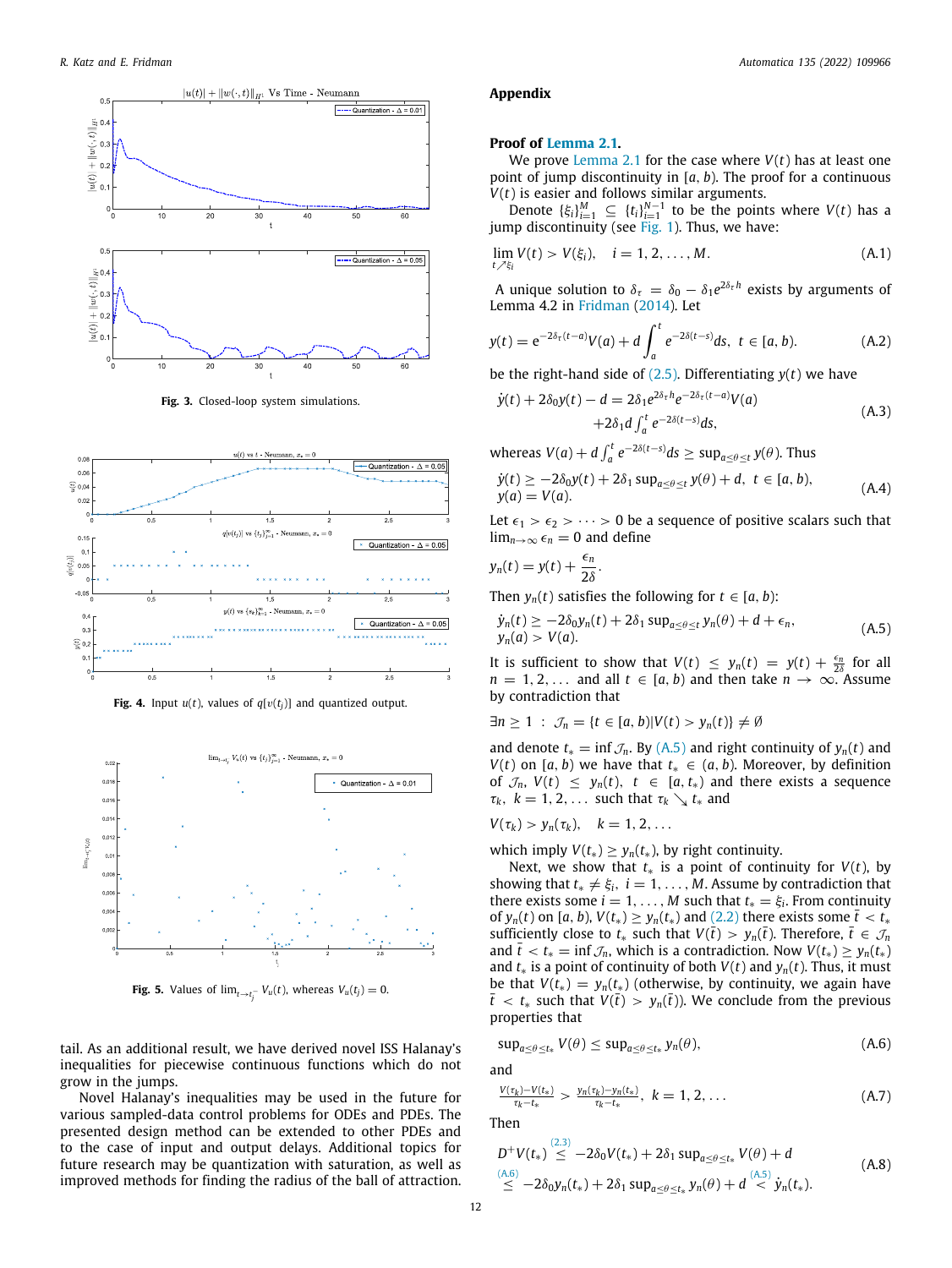Fig. 3. Closed-loop system simulations.

Fig. 4. Input $u(t)$, values of $q[v(t_j)]$ and quantized output.

Fig. 5. Values of $\lim_{t\to t_j^-} V_u(t)$, whereas $V_u(t_j) = 0$.

tail. As an additional result, we have derived novel ISS Halanay's inequalities for piecewise continuous functions which do not grow in the jumps.

Novel Halanay's inequalities may be used in the future for various sampled-data control problems for ODEs and PDEs. The presented design method can be extended to other PDEs and to the case of input and output delays. Additional topics for future research may be quantization with saturation, as well as improved methods for finding the radius of the ball of attraction.

## Appendix

**Proof of Lemma 2.1.**

We prove Lemma 2.1 for the case where $V(t)$ has at least one point of jump discontinuity in $[a, b)$. The proof for a continuous $V(t)$ is easier and follows similar arguments.

Denote $\{\xi_i\}_{i=1}^{M} \subseteq \{t_i\}_{i=1}^{N-1}$ to be the points where $V(t)$ has a jump discontinuity (see Fig. 1). Thus, we have:

$$\lim_{t\nearrow \xi_i} V(t) > V(\xi_i), \quad i = 1, 2, \dots, M. \tag{A.1}$$

A unique solution to $\delta_\tau = \delta_0 - \delta_1 e^{2\delta_\tau h}$ exists by arguments of Lemma 4.2 in Fridman (2014). Let

$$y(t) = e^{-2\delta_\tau (t-a)} V(a) + d\int_a^t e^{-2\delta(t-s)}ds, \;\; t \in [a, b). \tag{A.2}$$

be the right-hand side of (2.5). Differentiating $y(t)$ we have

$$\begin{aligned}\dot{y}(t) + 2\delta_0 y(t) - d &= 2\delta_1 e^{2\delta_\tau h} e^{-2\delta_\tau (t-a)} V(a) \\ &\quad + 2\delta_1 d\int_a^t e^{-2\delta(t-s)}ds,\end{aligned} \tag{A.3}$$

whereas $V(a) + d\int_a^t e^{-2\delta(t-s)}ds \geq \sup_{a\leq\theta\leq t} y(\theta)$. Thus

$$\begin{aligned}&\dot{y}(t) \geq -2\delta_0 y(t) + 2\delta_1 \sup_{a\leq\theta\leq t} y(\theta) + d, \;\; t \in [a, b), \\ &y(a) = V(a).\end{aligned} \tag{A.4}$$

Let $\epsilon_1 > \epsilon_2 > \cdots > 0$ be a sequence of positive scalars such that $\lim_{n\to\infty} \epsilon_n = 0$ and define

$$y_n(t) = y(t) + \frac{\epsilon_n}{2\delta}.$$

Then $y_n(t)$ satisfies the following for $t \in [a, b)$:

$$\begin{aligned}&\dot{y}_n(t) \geq -2\delta_0 y_n(t) + 2\delta_1 \sup_{a\leq\theta\leq t} y_n(\theta) + d + \epsilon_n, \\ &y_n(a) > V(a).\end{aligned} \tag{A.5}$$

It is sufficient to show that $V(t) \leq y_n(t) = y(t) + \frac{\epsilon_n}{2\delta}$ for all $n = 1, 2, \dots$ and all $t \in [a, b)$ and then take $n \to \infty$. Assume by contradiction that

$$\exists n \geq 1 \;:\; \mathcal{J}_n = \{t \in [a, b) | V(t) > y_n(t)\} \neq \emptyset$$

and denote $t_* = \inf \mathcal{J}_n$. By (A.5) and right continuity of $y_n(t)$ and $V(t)$ on $[a, b)$ we have that $t_* \in (a, b)$. Moreover, by definition of $\mathcal{J}_n$, $V(t) \leq y_n(t)$, $t \in [a, t_*)$ and there exists a sequence $\tau_k$, $k = 1, 2, \dots$ such that $\tau_k \searrow t_*$ and

$$V(\tau_k) > y_n(\tau_k), \quad k = 1, 2, \dots$$

which imply $V(t_*) \geq y_n(t_*)$, by right continuity.

Next, we show that $t_*$ is a point of continuity for $V(t)$, by showing that $t_* \neq \xi_i$, $i = 1, \dots, M$. Assume by contradiction that there exists some $i = 1, \dots, M$ such that $t_* = \xi_i$. From continuity of $y_n(t)$ on $[a, b)$, $V(t_*) \geq y_n(t_*)$ and (2.2) there exists some $\bar{t} < t_*$ sufficiently close to $t_*$ such that $V(\bar{t}) > y_n(\bar{t})$. Therefore, $\bar{t} \in \mathcal{J}_n$ and $\bar{t} < t_* = \inf \mathcal{J}_n$, which is a contradiction. Now $V(t_*) \geq y_n(t_*)$ and $t_*$ is a point of continuity of both $V(t)$ and $y_n(t)$. Thus, it must be that $V(t_*) = y_n(t_*)$ (otherwise, by continuity, we again have $\bar{t} < t_*$ such that $V(\bar{t}) > y_n(\bar{t})$). We conclude from the previous properties that

$$\sup_{a\leq\theta\leq t_*} V(\theta) \leq \sup_{a\leq\theta\leq t_*} y_n(\theta), \tag{A.6}$$

and

$$\frac{V(\tau_k) - V(t_*)}{\tau_k - t_*} > \frac{y_n(\tau_k) - y_n(t_*)}{\tau_k - t_*}, \;\; k = 1, 2, \dots \tag{A.7}$$

Then

$$\begin{aligned}D^+V(t_*) &\overset{(2.3)}{\leq} -2\delta_0 V(t_*) + 2\delta_1 \sup_{a\leq\theta\leq t_*} V(\theta) + d \\ &\overset{(A.6)}{\leq} -2\delta_0 y_n(t_*) + 2\delta_1 \sup_{a\leq\theta\leq t_*} y_n(\theta) + d \overset{(A.5)}{<} \dot{y}_n(t_*).\end{aligned} \tag{A.8}$$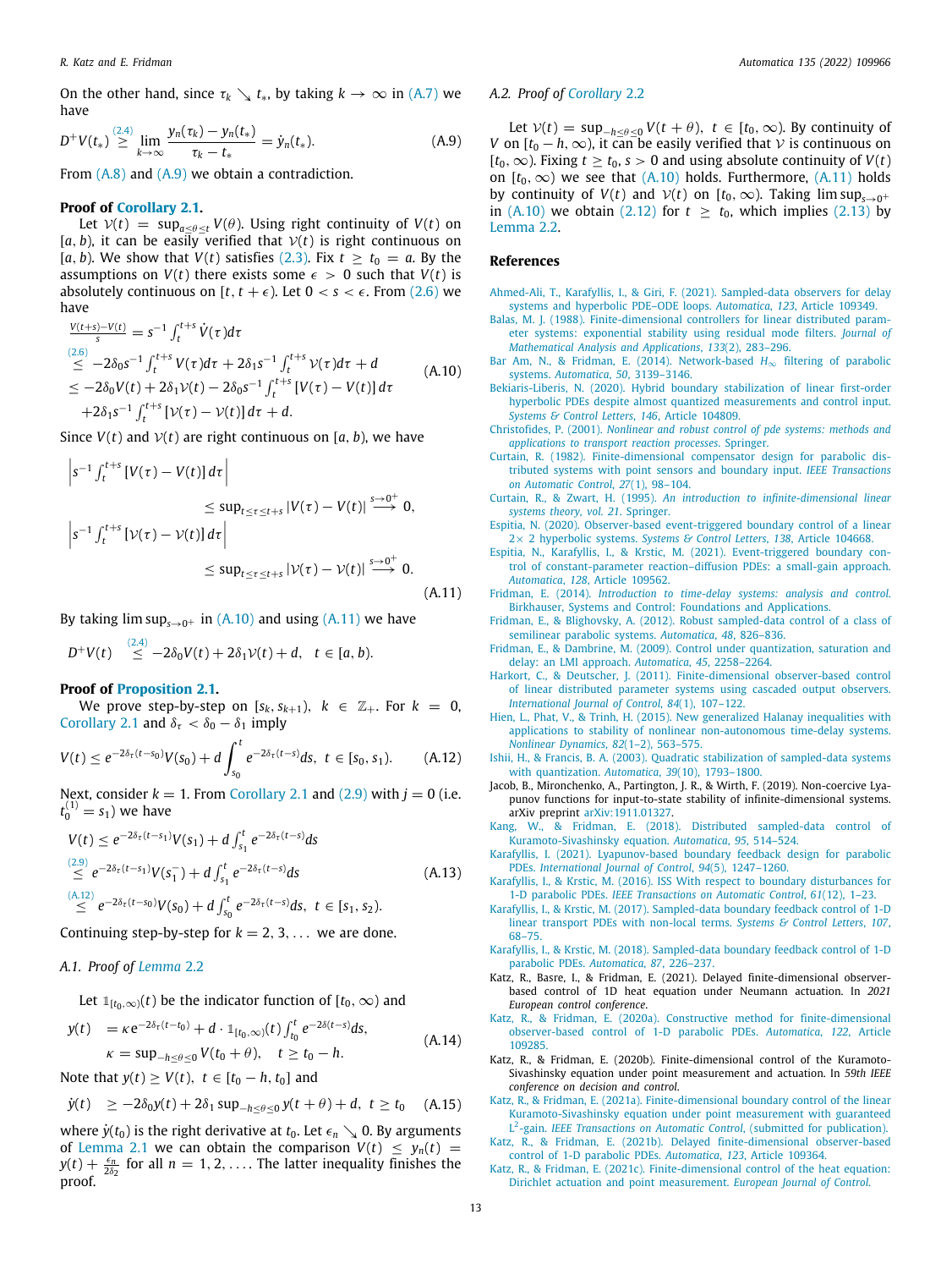On the other hand, since $\tau_k \searrow t_*$, by taking $k \to \infty$ in (A.7) we have

$$D^+V(t_*) \overset{(2.4)}{\geq} \lim_{k\to\infty} \frac{y_n(\tau_k) - y_n(t_*)}{\tau_k - t_*} = \dot{y}_n(t_*). \tag{A.9}$$

From (A.8) and (A.9) we obtain a contradiction.

**Proof of Corollary 2.1.**

Let $\mathcal{V}(t) = \sup_{a\leq\theta\leq t} V(\theta)$. Using right continuity of $V(t)$ on $[a,b)$, it can be easily verified that $\mathcal{V}(t)$ is right continuous on $[a,b)$. We show that $V(t)$ satisfies (2.3). Fix $t \geq t_0 = a$. By the assumptions on $V(t)$ there exists some $\epsilon > 0$ such that $V(t)$ is absolutely continuous on $[t, t+\epsilon)$. Let $0 < s < \epsilon$. From (2.6) we have

$$\begin{aligned}
&\tfrac{V(t+s)-V(t)}{s} = s^{-1}\int_t^{t+s} \dot{V}(\tau)d\tau \\
&\overset{(2.6)}{\leq} -2\delta_0 s^{-1}\int_t^{t+s} V(\tau)d\tau + 2\delta_1 s^{-1}\int_t^{t+s} \mathcal{V}(\tau)d\tau + d \\
&\leq -2\delta_0 V(t) + 2\delta_1 \mathcal{V}(t) - 2\delta_0 s^{-1}\int_t^{t+s}\left[V(\tau) - V(t)\right]d\tau \\
&\quad + 2\delta_1 s^{-1}\int_t^{t+s}\left[\mathcal{V}(\tau) - \mathcal{V}(t)\right]d\tau + d.
\end{aligned} \tag{A.10}$$

Since $V(t)$ and $\mathcal{V}(t)$ are right continuous on $[a,b)$, we have

$$\begin{aligned}
&\left| s^{-1}\int_t^{t+s}\left[V(\tau) - V(t)\right]d\tau \right| \\
&\qquad\qquad \leq \sup_{t\leq\tau\leq t+s}|V(\tau) - V(t)| \overset{s\to 0^+}{\longrightarrow} 0, \\
&\left| s^{-1}\int_t^{t+s}\left[\mathcal{V}(\tau) - \mathcal{V}(t)\right]d\tau \right| \\
&\qquad\qquad \leq \sup_{t\leq\tau\leq t+s}|\mathcal{V}(\tau) - \mathcal{V}(t)| \overset{s\to 0^+}{\longrightarrow} 0.
\end{aligned} \tag{A.11}$$

By taking $\limsup_{s\to 0^+}$ in (A.10) and using (A.11) we have

$$D^+V(t) \overset{(2.4)}{\leq} -2\delta_0 V(t) + 2\delta_1 \mathcal{V}(t) + d, \quad t \in [a,b).$$

**Proof of Proposition 2.1.**

We prove step-by-step on $[s_k, s_{k+1})$, $k \in \mathbb{Z}_+$. For $k = 0$, Corollary 2.1 and $\delta_\tau < \delta_0 - \delta_1$ imply

$$V(t) \leq e^{-2\delta_\tau(t-s_0)}V(s_0) + d\int_{s_0}^t e^{-2\delta_\tau(t-s)}ds, \ \ t \in [s_0, s_1). \tag{A.12}$$

Next, consider $k = 1$. From Corollary 2.1 and (2.9) with $j = 0$ (i.e. $t_0^{(1)} = s_1$) we have

$$\begin{aligned}
V(t) &\leq e^{-2\delta_\tau(t-s_1)}V(s_1) + d\int_{s_1}^t e^{-2\delta_\tau(t-s)}ds \\
&\overset{(2.9)}{\leq} e^{-2\delta_\tau(t-s_1)}V(s_1^-) + d\int_{s_1}^t e^{-2\delta_\tau(t-s)}ds \\
&\overset{(A.12)}{\leq} e^{-2\delta_\tau(t-s_0)}V(s_0) + d\int_{s_0}^t e^{-2\delta_\tau(t-s)}ds, \ \ t \in [s_1, s_2).
\end{aligned} \tag{A.13}$$

Continuing step-by-step for $k = 2, 3, \ldots$ we are done.

### A.1. Proof of Lemma 2.2

Let $\mathbb{1}_{[t_0,\infty)}(t)$ be the indicator function of $[t_0,\infty)$ and

$$\begin{aligned}
y(t) &= \kappa e^{-2\delta_\tau(t-t_0)} + d\cdot \mathbb{1}_{[t_0,\infty)}(t)\int_{t_0}^t e^{-2\delta(t-s)}ds, \\
\kappa &= \sup_{-h\leq\theta\leq 0} V(t_0+\theta), \quad t \geq t_0 - h.
\end{aligned} \tag{A.14}$$

Note that $y(t) \geq V(t), \ t \in [t_0 - h, t_0]$ and

$$\dot{y}(t) \quad \geq -2\delta_0 y(t) + 2\delta_1 \sup_{-h\leq\theta\leq 0} y(t+\theta) + d, \ \ t \geq t_0 \tag{A.15}$$

where $\dot{y}(t_0)$ is the right derivative at $t_0$. Let $\epsilon_n \searrow 0$. By arguments of Lemma 2.1 we can obtain the comparison $V(t) \leq y_n(t) = y(t) + \frac{\epsilon_n}{2\delta_2}$ for all $n = 1, 2, \ldots$. The latter inequality finishes the proof.

### A.2. Proof of Corollary 2.2

Let $\mathcal{V}(t) = \sup_{-h\leq\theta\leq 0} V(t+\theta), \ t \in [t_0, \infty)$. By continuity of $V$ on $[t_0 - h, \infty)$, it can be easily verified that $\mathcal{V}$ is continuous on $[t_0,\infty)$. Fixing $t \geq t_0$, $s > 0$ and using absolute continuity of $V(t)$ on $[t_0,\infty)$ we see that (A.10) holds. Furthermore, (A.11) holds by continuity of $V(t)$ and $\mathcal{V}(t)$ on $[t_0,\infty)$. Taking $\limsup_{s\to 0^+}$ in (A.10) we obtain (2.12) for $t \geq t_0$, which implies (2.13) by Lemma 2.2.

## References

Ahmed-Ali, T., Karafyllis, I., & Giri, F. (2021). Sampled-data observers for delay systems and hyperbolic PDE–ODE loops. *Automatica*, *123*, Article 109349.

Balas, M. J. (1988). Finite-dimensional controllers for linear distributed parameter systems: exponential stability using residual mode filters. *Journal of Mathematical Analysis and Applications*, *133*(2), 283–296.

Bar Am, N., & Fridman, E. (2014). Network-based $H_\infty$ filtering of parabolic systems. *Automatica*, *50*, 3139–3146.

Bekiaris-Liberis, N. (2020). Hybrid boundary stabilization of linear first-order hyperbolic PDEs despite almost quantized measurements and control input. *Systems & Control Letters*, *146*, Article 104809.

Christofides, P. (2001). *Nonlinear and robust control of pde systems: methods and applications to transport reaction processes*. Springer.

Curtain, R. (1982). Finite-dimensional compensator design for parabolic distributed systems with point sensors and boundary input. *IEEE Transactions on Automatic Control*, *27*(1), 98–104.

Curtain, R., & Zwart, H. (1995). *An introduction to infinite-dimensional linear systems theory, vol. 21*. Springer.

Espitia, N. (2020). Observer-based event-triggered boundary control of a linear 2× 2 hyperbolic systems. *Systems & Control Letters*, *138*, Article 104668.

Espitia, N., Karafyllis, I., & Krstic, M. (2021). Event-triggered boundary control of constant-parameter reaction–diffusion PDEs: a small-gain approach. *Automatica*, *128*, Article 109562.

Fridman, E. (2014). *Introduction to time-delay systems: analysis and control*. Birkhauser, Systems and Control: Foundations and Applications.

Fridman, E., & Blighovsky, A. (2012). Robust sampled-data control of a class of semilinear parabolic systems. *Automatica*, *48*, 826–836.

Fridman, E., & Dambrine, M. (2009). Control under quantization, saturation and delay: an LMI approach. *Automatica*, *45*, 2258–2264.

Harkort, C., & Deutscher, J. (2011). Finite-dimensional observer-based control of linear distributed parameter systems using cascaded output observers. *International Journal of Control*, *84*(1), 107–122.

Hien, L., Phat, V., & Trinh, H. (2015). New generalized Halanay inequalities with applications to stability of nonlinear non-autonomous time-delay systems. *Nonlinear Dynamics*, *82*(1–2), 563–575.

Ishii, H., & Francis, B. A. (2003). Quadratic stabilization of sampled-data systems with quantization. *Automatica*, *39*(10), 1793–1800.

Jacob, B., Mironchenko, A., Partington, J. R., & Wirth, F. (2019). Non-coercive Lyapunov functions for input-to-state stability of infinite-dimensional systems. arXiv preprint arXiv:1911.01327.

Kang, W., & Fridman, E. (2018). Distributed sampled-data control of Kuramoto-Sivashinsky equation. *Automatica*, *95*, 514–524.

Karafyllis, I. (2021). Lyapunov-based boundary feedback design for parabolic PDEs. *International Journal of Control*, *94*(5), 1247–1260.

Karafyllis, I., & Krstic, M. (2016). ISS With respect to boundary disturbances for 1-D parabolic PDEs. *IEEE Transactions on Automatic Control*, *61*(12), 1–23.

Karafyllis, I., & Krstic, M. (2017). Sampled-data boundary feedback control of 1-D linear transport PDEs with non-local terms. *Systems & Control Letters*, *107*, 68–75.

Karafyllis, I., & Krstic, M. (2018). Sampled-data boundary feedback control of 1-D parabolic PDEs. *Automatica*, *87*, 226–237.

Katz, R., Basre, I., & Fridman, E. (2021). Delayed finite-dimensional observer-based control of 1D heat equation under Neumann actuation. In *2021 European control conference*.

Katz, R., & Fridman, E. (2020a). Constructive method for finite-dimensional observer-based control of 1-D parabolic PDEs. *Automatica*, *122*, Article 109285.

Katz, R., & Fridman, E. (2020b). Finite-dimensional control of the Kuramoto-Sivashinsky equation under point measurement and actuation. In *59th IEEE conference on decision and control*.

Katz, R., & Fridman, E. (2021a). Finite-dimensional boundary control of the linear Kuramoto-Sivashinsky equation under point measurement with guaranteed $L^2$-gain. *IEEE Transactions on Automatic Control*, (submitted for publication).

Katz, R., & Fridman, E. (2021b). Delayed finite-dimensional observer-based control of 1-D parabolic PDEs. *Automatica*, *123*, Article 109364.

Katz, R., & Fridman, E. (2021c). Finite-dimensional control of the heat equation: Dirichlet actuation and point measurement. *European Journal of Control*.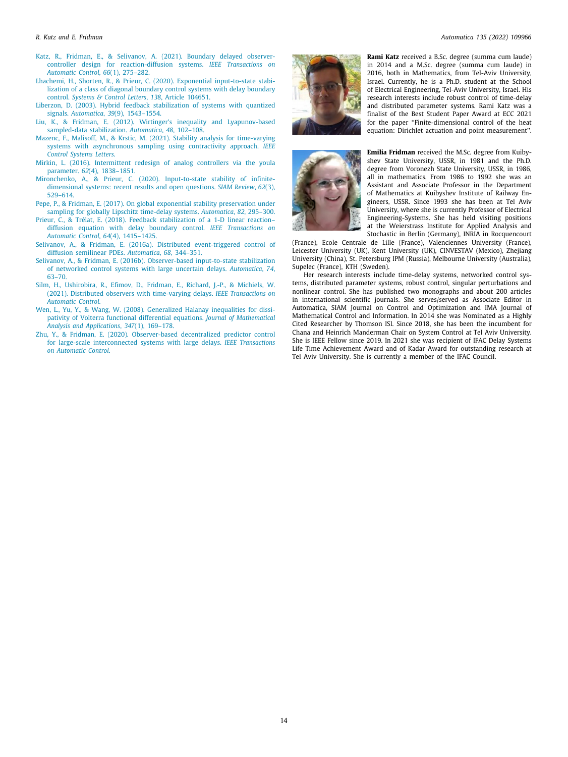Katz, R., Fridman, E., & Selivanov, A. (2021). Boundary delayed observer-controller design for reaction-diffusion systems. *IEEE Transactions on Automatic Control*, *66*(1), 275–282.

Lhachemi, H., Shorten, R., & Prieur, C. (2020). Exponential input-to-state stabilization of a class of diagonal boundary control systems with delay boundary control. *Systems & Control Letters*, *138*, Article 104651.

Liberzon, D. (2003). Hybrid feedback stabilization of systems with quantized signals. *Automatica*, *39*(9), 1543–1554.

Liu, K., & Fridman, E. (2012). Wirtinger's inequality and Lyapunov-based sampled-data stabilization. *Automatica*, *48*, 102–108.

Mazenc, F., Malisoff, M., & Krstic, M. (2021). Stability analysis for time-varying systems with asynchronous sampling using contractivity approach. *IEEE Control Systems Letters*.

Mirkin, L. (2016). Intermittent redesign of analog controllers via the youla parameter. *62*(4), 1838–1851.

Mironchenko, A., & Prieur, C. (2020). Input-to-state stability of infinite-dimensional systems: recent results and open questions. *SIAM Review*, *62*(3), 529–614.

Pepe, P., & Fridman, E. (2017). On global exponential stability preservation under sampling for globally Lipschitz time-delay systems. *Automatica*, *82*, 295–300.

Prieur, C., & Trélat, E. (2018). Feedback stabilization of a 1-D linear reaction–diffusion equation with delay boundary control. *IEEE Transactions on Automatic Control*, *64*(4), 1415–1425.

Selivanov, A., & Fridman, E. (2016a). Distributed event-triggered control of diffusion semilinear PDEs. *Automatica*, *68*, 344–351.

Selivanov, A., & Fridman, E. (2016b). Observer-based input-to-state stabilization of networked control systems with large uncertain delays. *Automatica*, *74*, 63–70.

Silm, H., Ushirobira, R., Efimov, D., Fridman, E., Richard, J.-P., & Michiels, W. (2021). Distributed observers with time-varying delays. *IEEE Transactions on Automatic Control*.

Wen, L., Yu, Y., & Wang, W. (2008). Generalized Halanay inequalities for dissipativity of Volterra functional differential equations. *Journal of Mathematical Analysis and Applications*, *347*(1), 169–178.

Zhu, Y., & Fridman, E. (2020). Observer-based decentralized predictor control for large-scale interconnected systems with large delays. *IEEE Transactions on Automatic Control*.

**Rami Katz** received a B.Sc. degree (summa cum laude) in 2014 and a M.Sc. degree (summa cum laude) in 2016, both in Mathematics, from Tel-Aviv University, Israel. Currently, he is a Ph.D. student at the School of Electrical Engineering, Tel-Aviv University, Israel. His research interests include robust control of time-delay and distributed parameter systems. Rami Katz was a finalist of the Best Student Paper Award at ECC 2021 for the paper "Finite-dimensional control of the heat equation: Dirichlet actuation and point measurement".

**Emilia Fridman** received the M.Sc. degree from Kuibyshev State University, USSR, in 1981 and the Ph.D. degree from Voronezh State University, USSR, in 1986, all in mathematics. From 1986 to 1992 she was an Assistant and Associate Professor in the Department of Mathematics at Kuibyshev Institute of Railway Engineers, USSR. Since 1993 she has been at Tel Aviv University, where she is currently Professor of Electrical Engineering-Systems. She has held visiting positions at the Weierstrass Institute for Applied Analysis and Stochastic in Berlin (Germany), INRIA in Rocquencourt (France), Ecole Centrale de Lille (France), Valenciennes University (France), Leicester University (UK), Kent University (UK), CINVESTAV (Mexico), Zhejiang University (China), St. Petersburg IPM (Russia), Melbourne University (Australia), Supelec (France), KTH (Sweden).

Her research interests include time-delay systems, networked control systems, distributed parameter systems, robust control, singular perturbations and nonlinear control. She has published two monographs and about 200 articles in international scientific journals. She serves/served as Associate Editor in Automatica, SIAM Journal on Control and Optimization and IMA Journal of Mathematical Control and Information. In 2014 she was Nominated as a Highly Cited Researcher by Thomson ISI. Since 2018, she has been the incumbent for Chana and Heinrich Manderman Chair on System Control at Tel Aviv University. She is IEEE Fellow since 2019. In 2021 she was recipient of IFAC Delay Systems Life Time Achievement Award and of Kadar Award for outstanding research at Tel Aviv University. She is currently a member of the IFAC Council.